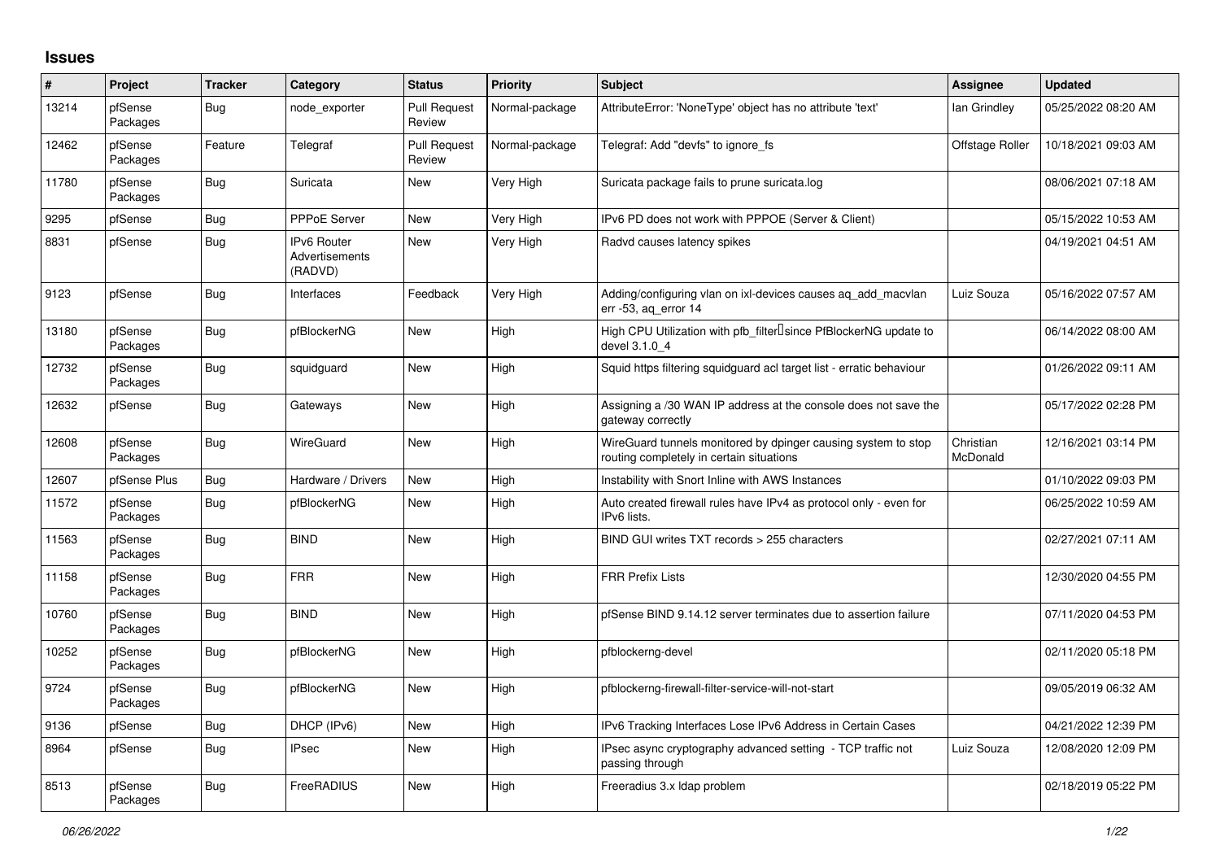## Issues

| # | Project | Tracker | Category | Status | Priority | Subject | Assignee | Updated |
|---|---|---|---|---|---|---|---|---|
| 13214 | pfSense Packages | Bug | node_exporter | Pull Request Review | Normal-package | AttributeError: 'NoneType' object has no attribute 'text' | Ian Grindley | 05/25/2022 08:20 AM |
| 12462 | pfSense Packages | Feature | Telegraf | Pull Request Review | Normal-package | Telegraf: Add "devfs" to ignore_fs | Offstage Roller | 10/18/2021 09:03 AM |
| 11780 | pfSense Packages | Bug | Suricata | New | Very High | Suricata package fails to prune suricata.log | | 08/06/2021 07:18 AM |
| 9295 | pfSense | Bug | PPPoE Server | New | Very High | IPv6 PD does not work with PPPOE (Server & Client) | | 05/15/2022 10:53 AM |
| 8831 | pfSense | Bug | IPv6 Router Advertisements (RADVD) | New | Very High | Radvd causes latency spikes | | 04/19/2021 04:51 AM |
| 9123 | pfSense | Bug | Interfaces | Feedback | Very High | Adding/configuring vlan on ixl-devices causes aq_add_macvlan err -53, aq_error 14 | Luiz Souza | 05/16/2022 07:57 AM |
| 13180 | pfSense Packages | Bug | pfBlockerNG | New | High | High CPU Utilization with pfb_filter since PfBlockerNG update to devel 3.1.0_4 | | 06/14/2022 08:00 AM |
| 12732 | pfSense Packages | Bug | squidguard | New | High | Squid https filtering squidguard acl target list - erratic behaviour | | 01/26/2022 09:11 AM |
| 12632 | pfSense | Bug | Gateways | New | High | Assigning a /30 WAN IP address at the console does not save the gateway correctly | | 05/17/2022 02:28 PM |
| 12608 | pfSense Packages | Bug | WireGuard | New | High | WireGuard tunnels monitored by dpinger causing system to stop routing completely in certain situations | Christian McDonald | 12/16/2021 03:14 PM |
| 12607 | pfSense Plus | Bug | Hardware / Drivers | New | High | Instability with Snort Inline with AWS Instances | | 01/10/2022 09:03 PM |
| 11572 | pfSense Packages | Bug | pfBlockerNG | New | High | Auto created firewall rules have IPv4 as protocol only - even for IPv6 lists. | | 06/25/2022 10:59 AM |
| 11563 | pfSense Packages | Bug | BIND | New | High | BIND GUI writes TXT records > 255 characters | | 02/27/2021 07:11 AM |
| 11158 | pfSense Packages | Bug | FRR | New | High | FRR Prefix Lists | | 12/30/2020 04:55 PM |
| 10760 | pfSense Packages | Bug | BIND | New | High | pfSense BIND 9.14.12 server terminates due to assertion failure | | 07/11/2020 04:53 PM |
| 10252 | pfSense Packages | Bug | pfBlockerNG | New | High | pfblockerng-devel | | 02/11/2020 05:18 PM |
| 9724 | pfSense Packages | Bug | pfBlockerNG | New | High | pfblockerng-firewall-filter-service-will-not-start | | 09/05/2019 06:32 AM |
| 9136 | pfSense | Bug | DHCP (IPv6) | New | High | IPv6 Tracking Interfaces Lose IPv6 Address in Certain Cases | | 04/21/2022 12:39 PM |
| 8964 | pfSense | Bug | IPsec | New | High | IPsec async cryptography advanced setting - TCP traffic not passing through | Luiz Souza | 12/08/2020 12:09 PM |
| 8513 | pfSense Packages | Bug | FreeRADIUS | New | High | Freeradius 3.x ldap problem | | 02/18/2019 05:22 PM |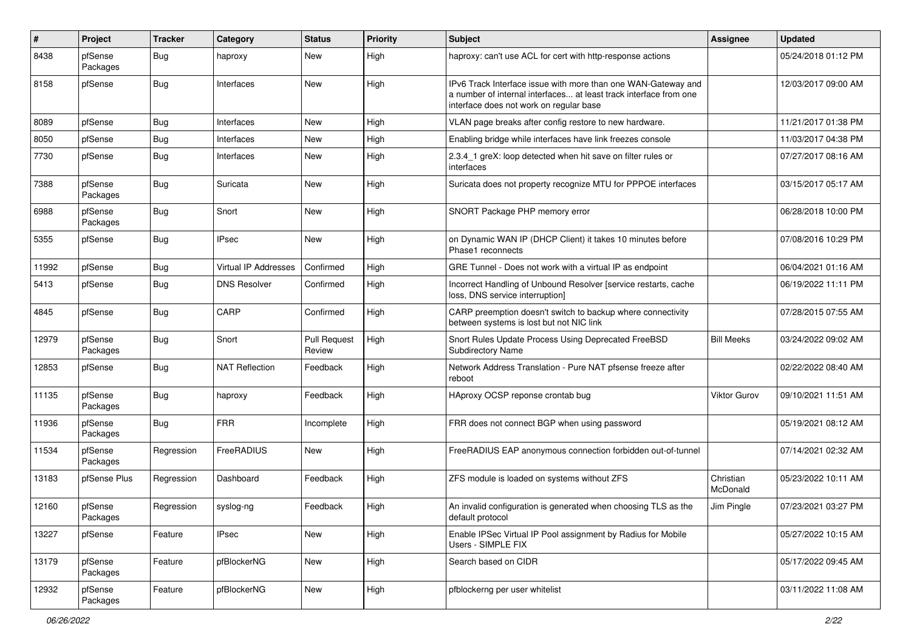| # | Project | Tracker | Category | Status | Priority | Subject | Assignee | Updated |
|---|---|---|---|---|---|---|---|---|
| 8438 | pfSense Packages | Bug | haproxy | New | High | haproxy: can't use ACL for cert with http-response actions | | 05/24/2018 01:12 PM |
| 8158 | pfSense | Bug | Interfaces | New | High | IPv6 Track Interface issue with more than one WAN-Gateway and a number of internal interfaces... at least track interface from one interface does not work on regular base | | 12/03/2017 09:00 AM |
| 8089 | pfSense | Bug | Interfaces | New | High | VLAN page breaks after config restore to new hardware. | | 11/21/2017 01:38 PM |
| 8050 | pfSense | Bug | Interfaces | New | High | Enabling bridge while interfaces have link freezes console | | 11/03/2017 04:38 PM |
| 7730 | pfSense | Bug | Interfaces | New | High | 2.3.4_1 greX: loop detected when hit save on filter rules or interfaces | | 07/27/2017 08:16 AM |
| 7388 | pfSense Packages | Bug | Suricata | New | High | Suricata does not property recognize MTU for PPPOE interfaces | | 03/15/2017 05:17 AM |
| 6988 | pfSense Packages | Bug | Snort | New | High | SNORT Package PHP memory error | | 06/28/2018 10:00 PM |
| 5355 | pfSense | Bug | IPsec | New | High | on Dynamic WAN IP (DHCP Client) it takes 10 minutes before Phase1 reconnects | | 07/08/2016 10:29 PM |
| 11992 | pfSense | Bug | Virtual IP Addresses | Confirmed | High | GRE Tunnel - Does not work with a virtual IP as endpoint | | 06/04/2021 01:16 AM |
| 5413 | pfSense | Bug | DNS Resolver | Confirmed | High | Incorrect Handling of Unbound Resolver [service restarts, cache loss, DNS service interruption] | | 06/19/2022 11:11 PM |
| 4845 | pfSense | Bug | CARP | Confirmed | High | CARP preemption doesn't switch to backup where connectivity between systems is lost but not NIC link | | 07/28/2015 07:55 AM |
| 12979 | pfSense Packages | Bug | Snort | Pull Request Review | High | Snort Rules Update Process Using Deprecated FreeBSD Subdirectory Name | Bill Meeks | 03/24/2022 09:02 AM |
| 12853 | pfSense | Bug | NAT Reflection | Feedback | High | Network Address Translation - Pure NAT pfsense freeze after reboot | | 02/22/2022 08:40 AM |
| 11135 | pfSense Packages | Bug | haproxy | Feedback | High | HAproxy OCSP reponse crontab bug | Viktor Gurov | 09/10/2021 11:51 AM |
| 11936 | pfSense Packages | Bug | FRR | Incomplete | High | FRR does not connect BGP when using password | | 05/19/2021 08:12 AM |
| 11534 | pfSense Packages | Regression | FreeRADIUS | New | High | FreeRADIUS EAP anonymous connection forbidden out-of-tunnel | | 07/14/2021 02:32 AM |
| 13183 | pfSense Plus | Regression | Dashboard | Feedback | High | ZFS module is loaded on systems without ZFS | Christian McDonald | 05/23/2022 10:11 AM |
| 12160 | pfSense Packages | Regression | syslog-ng | Feedback | High | An invalid configuration is generated when choosing TLS as the default protocol | Jim Pingle | 07/23/2021 03:27 PM |
| 13227 | pfSense | Feature | IPsec | New | High | Enable IPSec Virtual IP Pool assignment by Radius for Mobile Users - SIMPLE FIX | | 05/27/2022 10:15 AM |
| 13179 | pfSense Packages | Feature | pfBlockerNG | New | High | Search based on CIDR | | 05/17/2022 09:45 AM |
| 12932 | pfSense Packages | Feature | pfBlockerNG | New | High | pfblockerng per user whitelist | | 03/11/2022 11:08 AM |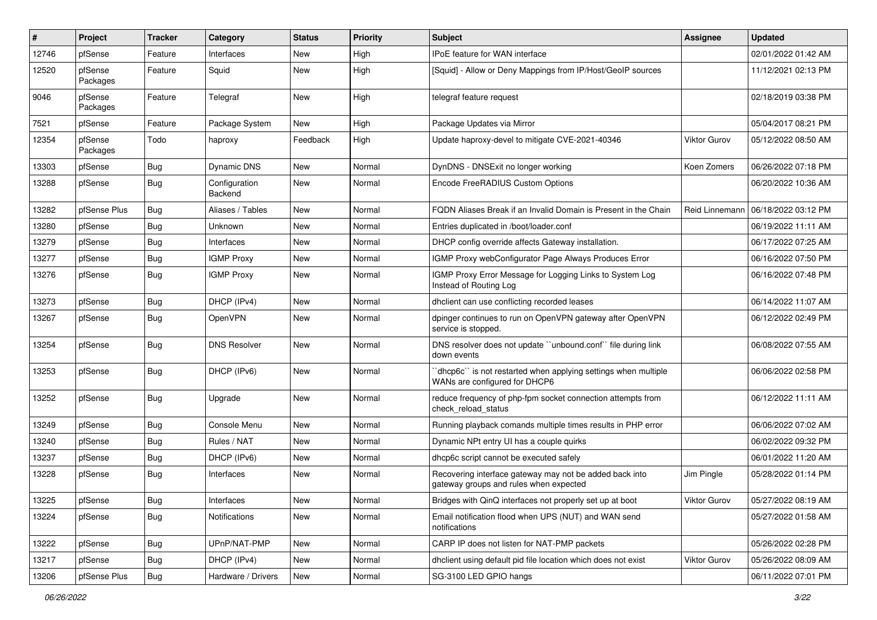| # | Project | Tracker | Category | Status | Priority | Subject | Assignee | Updated |
|---|---|---|---|---|---|---|---|---|
| 12746 | pfSense | Feature | Interfaces | New | High | IPoE feature for WAN interface | | 02/01/2022 01:42 AM |
| 12520 | pfSense Packages | Feature | Squid | New | High | [Squid] - Allow or Deny Mappings from IP/Host/GeoIP sources | | 11/12/2021 02:13 PM |
| 9046 | pfSense Packages | Feature | Telegraf | New | High | telegraf feature request | | 02/18/2019 03:38 PM |
| 7521 | pfSense | Feature | Package System | New | High | Package Updates via Mirror | | 05/04/2017 08:21 PM |
| 12354 | pfSense Packages | Todo | haproxy | Feedback | High | Update haproxy-devel to mitigate CVE-2021-40346 | Viktor Gurov | 05/12/2022 08:50 AM |
| 13303 | pfSense | Bug | Dynamic DNS | New | Normal | DynDNS - DNSExit no longer working | Koen Zomers | 06/26/2022 07:18 PM |
| 13288 | pfSense | Bug | Configuration Backend | New | Normal | Encode FreeRADIUS Custom Options | | 06/20/2022 10:36 AM |
| 13282 | pfSense Plus | Bug | Aliases / Tables | New | Normal | FQDN Aliases Break if an Invalid Domain is Present in the Chain | Reid Linnemann | 06/18/2022 03:12 PM |
| 13280 | pfSense | Bug | Unknown | New | Normal | Entries duplicated in /boot/loader.conf | | 06/19/2022 11:11 AM |
| 13279 | pfSense | Bug | Interfaces | New | Normal | DHCP config override affects Gateway installation. | | 06/17/2022 07:25 AM |
| 13277 | pfSense | Bug | IGMP Proxy | New | Normal | IGMP Proxy webConfigurator Page Always Produces Error | | 06/16/2022 07:50 PM |
| 13276 | pfSense | Bug | IGMP Proxy | New | Normal | IGMP Proxy Error Message for Logging Links to System Log Instead of Routing Log | | 06/16/2022 07:48 PM |
| 13273 | pfSense | Bug | DHCP (IPv4) | New | Normal | dhclient can use conflicting recorded leases | | 06/14/2022 11:07 AM |
| 13267 | pfSense | Bug | OpenVPN | New | Normal | dpinger continues to run on OpenVPN gateway after OpenVPN service is stopped. | | 06/12/2022 02:49 PM |
| 13254 | pfSense | Bug | DNS Resolver | New | Normal | DNS resolver does not update ``unbound.conf`` file during link down events | | 06/08/2022 07:55 AM |
| 13253 | pfSense | Bug | DHCP (IPv6) | New | Normal | ``dhcp6c`` is not restarted when applying settings when multiple WANs are configured for DHCP6 | | 06/06/2022 02:58 PM |
| 13252 | pfSense | Bug | Upgrade | New | Normal | reduce frequency of php-fpm socket connection attempts from check_reload_status | | 06/12/2022 11:11 AM |
| 13249 | pfSense | Bug | Console Menu | New | Normal | Running playback comands multiple times results in PHP error | | 06/06/2022 07:02 AM |
| 13240 | pfSense | Bug | Rules / NAT | New | Normal | Dynamic NPt entry UI has a couple quirks | | 06/02/2022 09:32 PM |
| 13237 | pfSense | Bug | DHCP (IPv6) | New | Normal | dhcp6c script cannot be executed safely | | 06/01/2022 11:20 AM |
| 13228 | pfSense | Bug | Interfaces | New | Normal | Recovering interface gateway may not be added back into gateway groups and rules when expected | Jim Pingle | 05/28/2022 01:14 PM |
| 13225 | pfSense | Bug | Interfaces | New | Normal | Bridges with QinQ interfaces not properly set up at boot | Viktor Gurov | 05/27/2022 08:19 AM |
| 13224 | pfSense | Bug | Notifications | New | Normal | Email notification flood when UPS (NUT) and WAN send notifications | | 05/27/2022 01:58 AM |
| 13222 | pfSense | Bug | UPnP/NAT-PMP | New | Normal | CARP IP does not listen for NAT-PMP packets | | 05/26/2022 02:28 PM |
| 13217 | pfSense | Bug | DHCP (IPv4) | New | Normal | dhclient using default pid file location which does not exist | Viktor Gurov | 05/26/2022 08:09 AM |
| 13206 | pfSense Plus | Bug | Hardware / Drivers | New | Normal | SG-3100 LED GPIO hangs | | 06/11/2022 07:01 PM |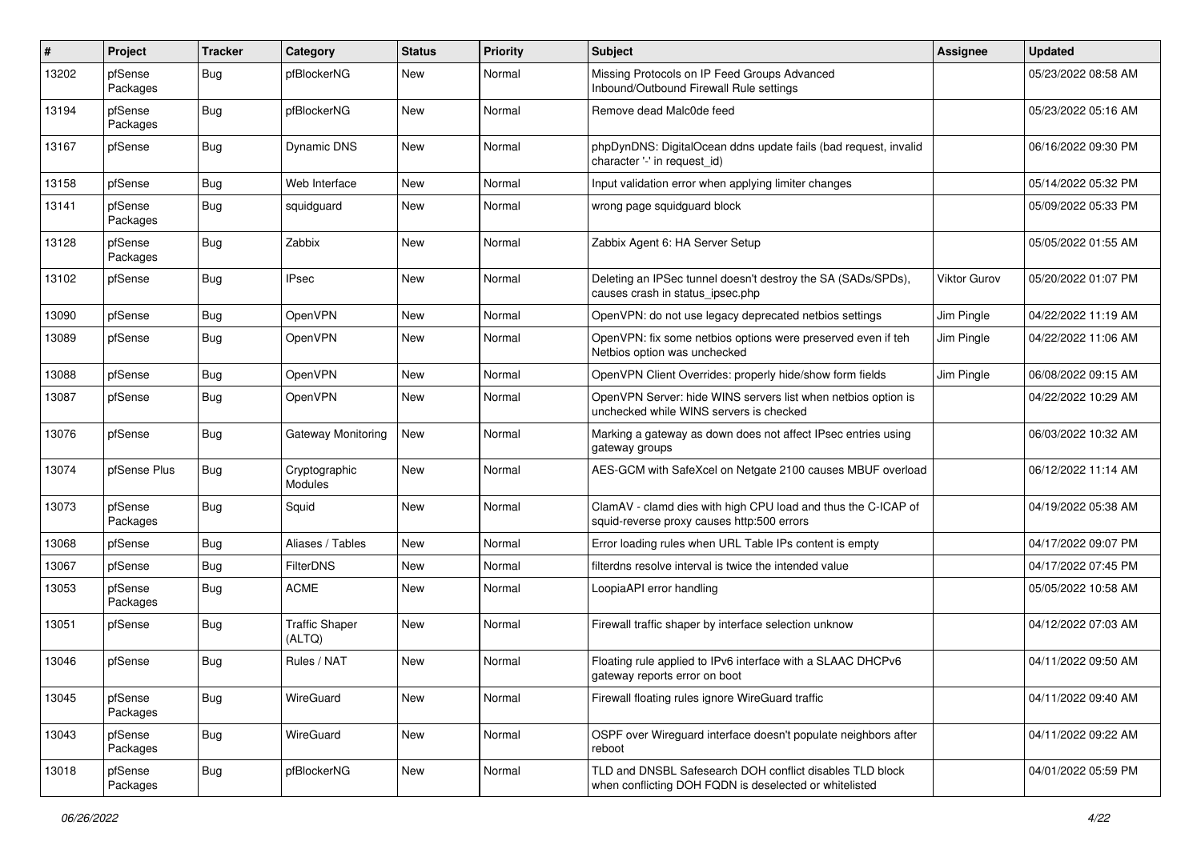| # | Project | Tracker | Category | Status | Priority | Subject | Assignee | Updated |
|---|---|---|---|---|---|---|---|---|
| 13202 | pfSense Packages | Bug | pfBlockerNG | New | Normal | Missing Protocols on IP Feed Groups Advanced Inbound/Outbound Firewall Rule settings | | 05/23/2022 08:58 AM |
| 13194 | pfSense Packages | Bug | pfBlockerNG | New | Normal | Remove dead Malc0de feed | | 05/23/2022 05:16 AM |
| 13167 | pfSense | Bug | Dynamic DNS | New | Normal | phpDynDNS: DigitalOcean ddns update fails (bad request, invalid character '-' in request_id) | | 06/16/2022 09:30 PM |
| 13158 | pfSense | Bug | Web Interface | New | Normal | Input validation error when applying limiter changes | | 05/14/2022 05:32 PM |
| 13141 | pfSense Packages | Bug | squidguard | New | Normal | wrong page squidguard block | | 05/09/2022 05:33 PM |
| 13128 | pfSense Packages | Bug | Zabbix | New | Normal | Zabbix Agent 6: HA Server Setup | | 05/05/2022 01:55 AM |
| 13102 | pfSense | Bug | IPsec | New | Normal | Deleting an IPSec tunnel doesn't destroy the SA (SADs/SPDs), causes crash in status_ipsec.php | Viktor Gurov | 05/20/2022 01:07 PM |
| 13090 | pfSense | Bug | OpenVPN | New | Normal | OpenVPN: do not use legacy deprecated netbios settings | Jim Pingle | 04/22/2022 11:19 AM |
| 13089 | pfSense | Bug | OpenVPN | New | Normal | OpenVPN: fix some netbios options were preserved even if teh Netbios option was unchecked | Jim Pingle | 04/22/2022 11:06 AM |
| 13088 | pfSense | Bug | OpenVPN | New | Normal | OpenVPN Client Overrides: properly hide/show form fields | Jim Pingle | 06/08/2022 09:15 AM |
| 13087 | pfSense | Bug | OpenVPN | New | Normal | OpenVPN Server: hide WINS servers list when netbios option is unchecked while WINS servers is checked | | 04/22/2022 10:29 AM |
| 13076 | pfSense | Bug | Gateway Monitoring | New | Normal | Marking a gateway as down does not affect IPsec entries using gateway groups | | 06/03/2022 10:32 AM |
| 13074 | pfSense Plus | Bug | Cryptographic Modules | New | Normal | AES-GCM with SafeXcel on Netgate 2100 causes MBUF overload | | 06/12/2022 11:14 AM |
| 13073 | pfSense Packages | Bug | Squid | New | Normal | ClamAV - clamd dies with high CPU load and thus the C-ICAP of squid-reverse proxy causes http:500 errors | | 04/19/2022 05:38 AM |
| 13068 | pfSense | Bug | Aliases / Tables | New | Normal | Error loading rules when URL Table IPs content is empty | | 04/17/2022 09:07 PM |
| 13067 | pfSense | Bug | FilterDNS | New | Normal | filterdns resolve interval is twice the intended value | | 04/17/2022 07:45 PM |
| 13053 | pfSense Packages | Bug | ACME | New | Normal | LoopiaAPI error handling | | 05/05/2022 10:58 AM |
| 13051 | pfSense | Bug | Traffic Shaper (ALTQ) | New | Normal | Firewall traffic shaper by interface selection unknow | | 04/12/2022 07:03 AM |
| 13046 | pfSense | Bug | Rules / NAT | New | Normal | Floating rule applied to IPv6 interface with a SLAAC DHCPv6 gateway reports error on boot | | 04/11/2022 09:50 AM |
| 13045 | pfSense Packages | Bug | WireGuard | New | Normal | Firewall floating rules ignore WireGuard traffic | | 04/11/2022 09:40 AM |
| 13043 | pfSense Packages | Bug | WireGuard | New | Normal | OSPF over Wireguard interface doesn't populate neighbors after reboot | | 04/11/2022 09:22 AM |
| 13018 | pfSense Packages | Bug | pfBlockerNG | New | Normal | TLD and DNSBL Safesearch DOH conflict disables TLD block when conflicting DOH FQDN is deselected or whitelisted | | 04/01/2022 05:59 PM |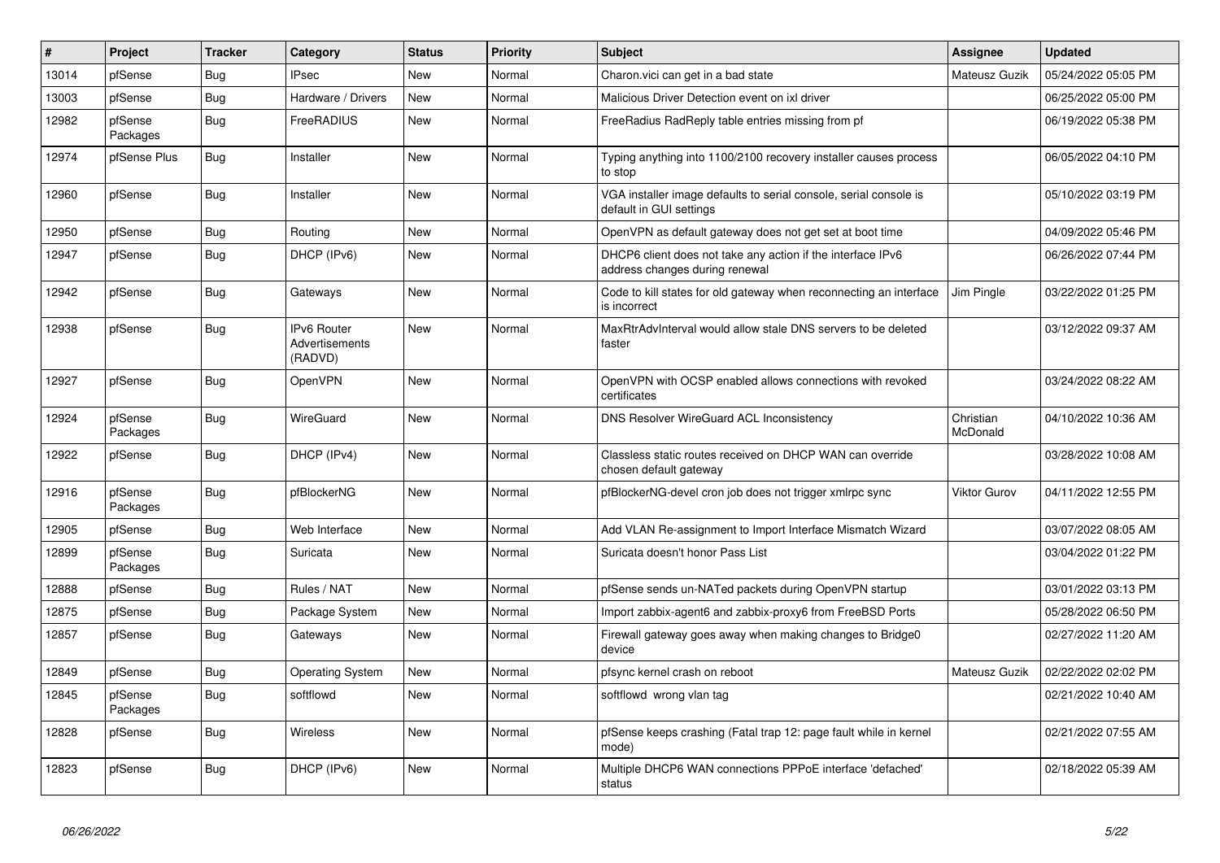| # | Project | Tracker | Category | Status | Priority | Subject | Assignee | Updated |
|---|---|---|---|---|---|---|---|---|
| 13014 | pfSense | Bug | IPsec | New | Normal | Charon.vici can get in a bad state | Mateusz Guzik | 05/24/2022 05:05 PM |
| 13003 | pfSense | Bug | Hardware / Drivers | New | Normal | Malicious Driver Detection event on ixl driver | | 06/25/2022 05:00 PM |
| 12982 | pfSense Packages | Bug | FreeRADIUS | New | Normal | FreeRadius RadReply table entries missing from pf | | 06/19/2022 05:38 PM |
| 12974 | pfSense Plus | Bug | Installer | New | Normal | Typing anything into 1100/2100 recovery installer causes process to stop | | 06/05/2022 04:10 PM |
| 12960 | pfSense | Bug | Installer | New | Normal | VGA installer image defaults to serial console, serial console is default in GUI settings | | 05/10/2022 03:19 PM |
| 12950 | pfSense | Bug | Routing | New | Normal | OpenVPN as default gateway does not get set at boot time | | 04/09/2022 05:46 PM |
| 12947 | pfSense | Bug | DHCP (IPv6) | New | Normal | DHCP6 client does not take any action if the interface IPv6 address changes during renewal | | 06/26/2022 07:44 PM |
| 12942 | pfSense | Bug | Gateways | New | Normal | Code to kill states for old gateway when reconnecting an interface is incorrect | Jim Pingle | 03/22/2022 01:25 PM |
| 12938 | pfSense | Bug | IPv6 Router Advertisements (RADVD) | New | Normal | MaxRtrAdvInterval would allow stale DNS servers to be deleted faster | | 03/12/2022 09:37 AM |
| 12927 | pfSense | Bug | OpenVPN | New | Normal | OpenVPN with OCSP enabled allows connections with revoked certificates | | 03/24/2022 08:22 AM |
| 12924 | pfSense Packages | Bug | WireGuard | New | Normal | DNS Resolver WireGuard ACL Inconsistency | Christian McDonald | 04/10/2022 10:36 AM |
| 12922 | pfSense | Bug | DHCP (IPv4) | New | Normal | Classless static routes received on DHCP WAN can override chosen default gateway | | 03/28/2022 10:08 AM |
| 12916 | pfSense Packages | Bug | pfBlockerNG | New | Normal | pfBlockerNG-devel cron job does not trigger xmlrpc sync | Viktor Gurov | 04/11/2022 12:55 PM |
| 12905 | pfSense | Bug | Web Interface | New | Normal | Add VLAN Re-assignment to Import Interface Mismatch Wizard | | 03/07/2022 08:05 AM |
| 12899 | pfSense Packages | Bug | Suricata | New | Normal | Suricata doesn't honor Pass List | | 03/04/2022 01:22 PM |
| 12888 | pfSense | Bug | Rules / NAT | New | Normal | pfSense sends un-NATed packets during OpenVPN startup | | 03/01/2022 03:13 PM |
| 12875 | pfSense | Bug | Package System | New | Normal | Import zabbix-agent6 and zabbix-proxy6 from FreeBSD Ports | | 05/28/2022 06:50 PM |
| 12857 | pfSense | Bug | Gateways | New | Normal | Firewall gateway goes away when making changes to Bridge0 device | | 02/27/2022 11:20 AM |
| 12849 | pfSense | Bug | Operating System | New | Normal | pfsync kernel crash on reboot | Mateusz Guzik | 02/22/2022 02:02 PM |
| 12845 | pfSense Packages | Bug | softflowd | New | Normal | softflowd wrong vlan tag | | 02/21/2022 10:40 AM |
| 12828 | pfSense | Bug | Wireless | New | Normal | pfSense keeps crashing (Fatal trap 12: page fault while in kernel mode) | | 02/21/2022 07:55 AM |
| 12823 | pfSense | Bug | DHCP (IPv6) | New | Normal | Multiple DHCP6 WAN connections PPPoE interface 'defached' status | | 02/18/2022 05:39 AM |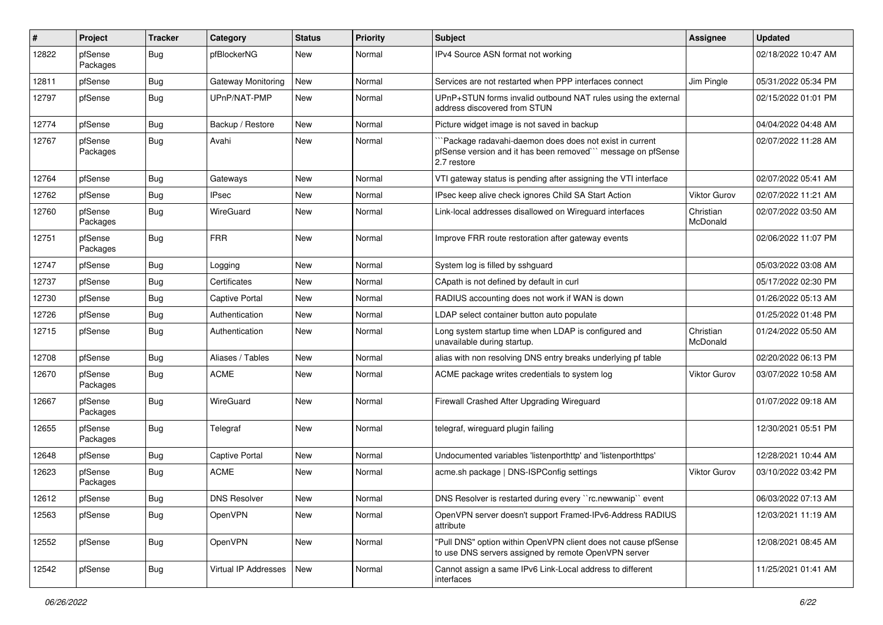| # | Project | Tracker | Category | Status | Priority | Subject | Assignee | Updated |
|---|---|---|---|---|---|---|---|---|
| 12822 | pfSense Packages | Bug | pfBlockerNG | New | Normal | IPv4 Source ASN format not working | | 02/18/2022 10:47 AM |
| 12811 | pfSense | Bug | Gateway Monitoring | New | Normal | Services are not restarted when PPP interfaces connect | Jim Pingle | 05/31/2022 05:34 PM |
| 12797 | pfSense | Bug | UPnP/NAT-PMP | New | Normal | UPnP+STUN forms invalid outbound NAT rules using the external address discovered from STUN | | 02/15/2022 01:01 PM |
| 12774 | pfSense | Bug | Backup / Restore | New | Normal | Picture widget image is not saved in backup | | 04/04/2022 04:48 AM |
| 12767 | pfSense Packages | Bug | Avahi | New | Normal | ```Package radavahi-daemon does does not exist in current pfSense version and it has been removed``` message on pfSense 2.7 restore | | 02/07/2022 11:28 AM |
| 12764 | pfSense | Bug | Gateways | New | Normal | VTI gateway status is pending after assigning the VTI interface | | 02/07/2022 05:41 AM |
| 12762 | pfSense | Bug | IPsec | New | Normal | IPsec keep alive check ignores Child SA Start Action | Viktor Gurov | 02/07/2022 11:21 AM |
| 12760 | pfSense Packages | Bug | WireGuard | New | Normal | Link-local addresses disallowed on Wireguard interfaces | Christian McDonald | 02/07/2022 03:50 AM |
| 12751 | pfSense Packages | Bug | FRR | New | Normal | Improve FRR route restoration after gateway events | | 02/06/2022 11:07 PM |
| 12747 | pfSense | Bug | Logging | New | Normal | System log is filled by sshguard | | 05/03/2022 03:08 AM |
| 12737 | pfSense | Bug | Certificates | New | Normal | CApath is not defined by default in curl | | 05/17/2022 02:30 PM |
| 12730 | pfSense | Bug | Captive Portal | New | Normal | RADIUS accounting does not work if WAN is down | | 01/26/2022 05:13 AM |
| 12726 | pfSense | Bug | Authentication | New | Normal | LDAP select container button auto populate | | 01/25/2022 01:48 PM |
| 12715 | pfSense | Bug | Authentication | New | Normal | Long system startup time when LDAP is configured and unavailable during startup. | Christian McDonald | 01/24/2022 05:50 AM |
| 12708 | pfSense | Bug | Aliases / Tables | New | Normal | alias with non resolving DNS entry breaks underlying pf table | | 02/20/2022 06:13 PM |
| 12670 | pfSense Packages | Bug | ACME | New | Normal | ACME package writes credentials to system log | Viktor Gurov | 03/07/2022 10:58 AM |
| 12667 | pfSense Packages | Bug | WireGuard | New | Normal | Firewall Crashed After Upgrading Wireguard | | 01/07/2022 09:18 AM |
| 12655 | pfSense Packages | Bug | Telegraf | New | Normal | telegraf, wireguard plugin failing | | 12/30/2021 05:51 PM |
| 12648 | pfSense | Bug | Captive Portal | New | Normal | Undocumented variables 'listenporthttp' and 'listenporthttps' | | 12/28/2021 10:44 AM |
| 12623 | pfSense Packages | Bug | ACME | New | Normal | acme.sh package \| DNS-ISPConfig settings | Viktor Gurov | 03/10/2022 03:42 PM |
| 12612 | pfSense | Bug | DNS Resolver | New | Normal | DNS Resolver is restarted during every ``rc.newwanip`` event | | 06/03/2022 07:13 AM |
| 12563 | pfSense | Bug | OpenVPN | New | Normal | OpenVPN server doesn't support Framed-IPv6-Address RADIUS attribute | | 12/03/2021 11:19 AM |
| 12552 | pfSense | Bug | OpenVPN | New | Normal | "Pull DNS" option within OpenVPN client does not cause pfSense to use DNS servers assigned by remote OpenVPN server | | 12/08/2021 08:45 AM |
| 12542 | pfSense | Bug | Virtual IP Addresses | New | Normal | Cannot assign a same IPv6 Link-Local address to different interfaces | | 11/25/2021 01:41 AM |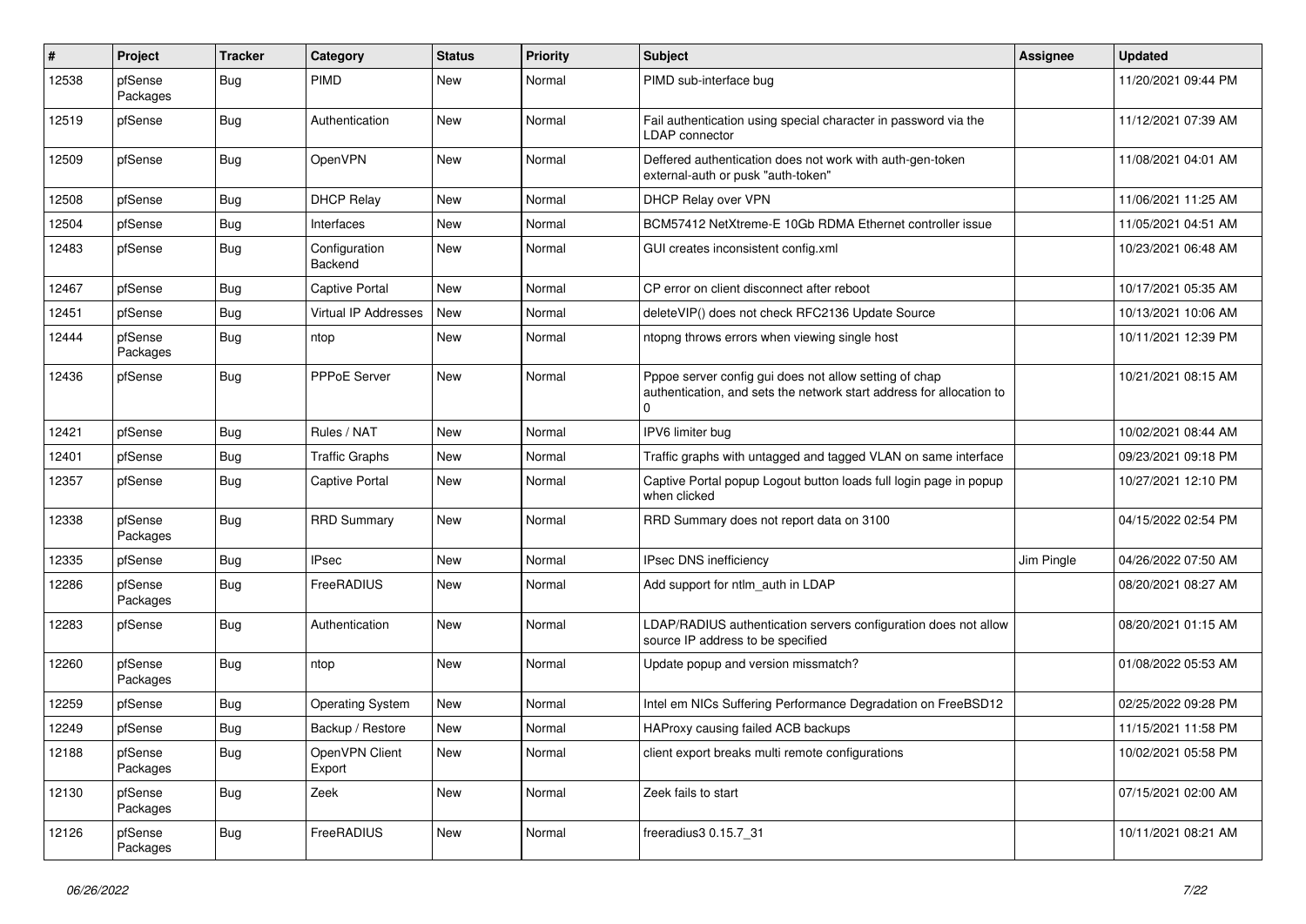| # | Project | Tracker | Category | Status | Priority | Subject | Assignee | Updated |
| --- | --- | --- | --- | --- | --- | --- | --- | --- |
| 12538 | pfSense Packages | Bug | PIMD | New | Normal | PIMD sub-interface bug | | 11/20/2021 09:44 PM |
| 12519 | pfSense | Bug | Authentication | New | Normal | Fail authentication using special character in password via the LDAP connector | | 11/12/2021 07:39 AM |
| 12509 | pfSense | Bug | OpenVPN | New | Normal | Deffered authentication does not work with auth-gen-token external-auth or pusk "auth-token" | | 11/08/2021 04:01 AM |
| 12508 | pfSense | Bug | DHCP Relay | New | Normal | DHCP Relay over VPN | | 11/06/2021 11:25 AM |
| 12504 | pfSense | Bug | Interfaces | New | Normal | BCM57412 NetXtreme-E 10Gb RDMA Ethernet controller issue | | 11/05/2021 04:51 AM |
| 12483 | pfSense | Bug | Configuration Backend | New | Normal | GUI creates inconsistent config.xml | | 10/23/2021 06:48 AM |
| 12467 | pfSense | Bug | Captive Portal | New | Normal | CP error on client disconnect after reboot | | 10/17/2021 05:35 AM |
| 12451 | pfSense | Bug | Virtual IP Addresses | New | Normal | deleteVIP() does not check RFC2136 Update Source | | 10/13/2021 10:06 AM |
| 12444 | pfSense Packages | Bug | ntop | New | Normal | ntopng throws errors when viewing single host | | 10/11/2021 12:39 PM |
| 12436 | pfSense | Bug | PPPoE Server | New | Normal | Pppoe server config gui does not allow setting of chap authentication, and sets the network start address for allocation to 0 | | 10/21/2021 08:15 AM |
| 12421 | pfSense | Bug | Rules / NAT | New | Normal | IPV6 limiter bug | | 10/02/2021 08:44 AM |
| 12401 | pfSense | Bug | Traffic Graphs | New | Normal | Traffic graphs with untagged and tagged VLAN on same interface | | 09/23/2021 09:18 PM |
| 12357 | pfSense | Bug | Captive Portal | New | Normal | Captive Portal popup Logout button loads full login page in popup when clicked | | 10/27/2021 12:10 PM |
| 12338 | pfSense Packages | Bug | RRD Summary | New | Normal | RRD Summary does not report data on 3100 | | 04/15/2022 02:54 PM |
| 12335 | pfSense | Bug | IPsec | New | Normal | IPsec DNS inefficiency | Jim Pingle | 04/26/2022 07:50 AM |
| 12286 | pfSense Packages | Bug | FreeRADIUS | New | Normal | Add support for ntlm_auth in LDAP | | 08/20/2021 08:27 AM |
| 12283 | pfSense | Bug | Authentication | New | Normal | LDAP/RADIUS authentication servers configuration does not allow source IP address to be specified | | 08/20/2021 01:15 AM |
| 12260 | pfSense Packages | Bug | ntop | New | Normal | Update popup and version missmatch? | | 01/08/2022 05:53 AM |
| 12259 | pfSense | Bug | Operating System | New | Normal | Intel em NICs Suffering Performance Degradation on FreeBSD12 | | 02/25/2022 09:28 PM |
| 12249 | pfSense | Bug | Backup / Restore | New | Normal | HAProxy causing failed ACB backups | | 11/15/2021 11:58 PM |
| 12188 | pfSense Packages | Bug | OpenVPN Client Export | New | Normal | client export breaks multi remote configurations | | 10/02/2021 05:58 PM |
| 12130 | pfSense Packages | Bug | Zeek | New | Normal | Zeek fails to start | | 07/15/2021 02:00 AM |
| 12126 | pfSense Packages | Bug | FreeRADIUS | New | Normal | freeradius3 0.15.7_31 | | 10/11/2021 08:21 AM |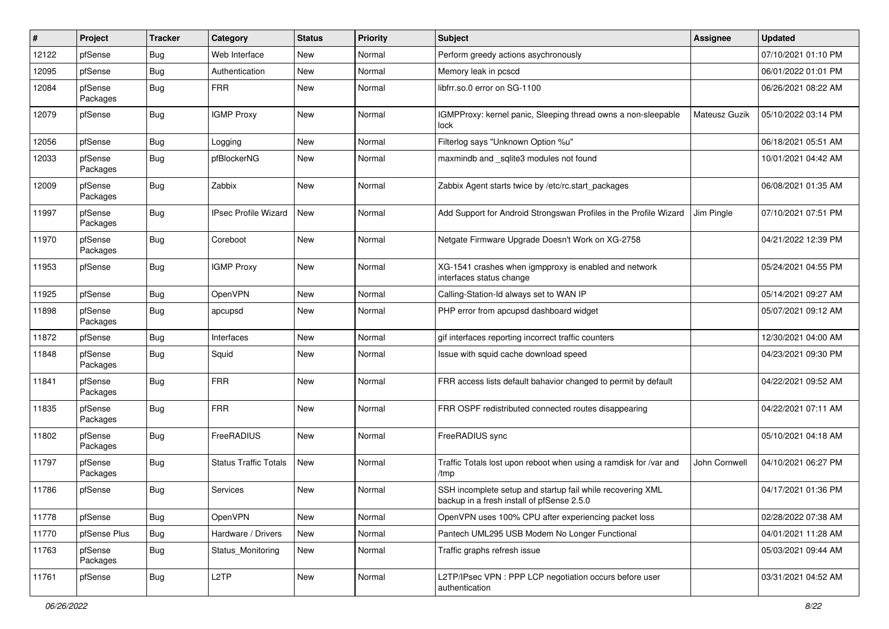| # | Project | Tracker | Category | Status | Priority | Subject | Assignee | Updated |
|---|---|---|---|---|---|---|---|---|
| 12122 | pfSense | Bug | Web Interface | New | Normal | Perform greedy actions asychronously | | 07/10/2021 01:10 PM |
| 12095 | pfSense | Bug | Authentication | New | Normal | Memory leak in pcscd | | 06/01/2022 01:01 PM |
| 12084 | pfSense Packages | Bug | FRR | New | Normal | libfrr.so.0 error on SG-1100 | | 06/26/2021 08:22 AM |
| 12079 | pfSense | Bug | IGMP Proxy | New | Normal | IGMPProxy: kernel panic, Sleeping thread owns a non-sleepable lock | Mateusz Guzik | 05/10/2022 03:14 PM |
| 12056 | pfSense | Bug | Logging | New | Normal | Filterlog says "Unknown Option %u" | | 06/18/2021 05:51 AM |
| 12033 | pfSense Packages | Bug | pfBlockerNG | New | Normal | maxmindb and _sqlite3 modules not found | | 10/01/2021 04:42 AM |
| 12009 | pfSense Packages | Bug | Zabbix | New | Normal | Zabbix Agent starts twice by /etc/rc.start_packages | | 06/08/2021 01:35 AM |
| 11997 | pfSense Packages | Bug | IPsec Profile Wizard | New | Normal | Add Support for Android Strongswan Profiles in the Profile Wizard | Jim Pingle | 07/10/2021 07:51 PM |
| 11970 | pfSense Packages | Bug | Coreboot | New | Normal | Netgate Firmware Upgrade Doesn't Work on XG-2758 | | 04/21/2022 12:39 PM |
| 11953 | pfSense | Bug | IGMP Proxy | New | Normal | XG-1541 crashes when igmpproxy is enabled and network interfaces status change | | 05/24/2021 04:55 PM |
| 11925 | pfSense | Bug | OpenVPN | New | Normal | Calling-Station-Id always set to WAN IP | | 05/14/2021 09:27 AM |
| 11898 | pfSense Packages | Bug | apcupsd | New | Normal | PHP error from apcupsd dashboard widget | | 05/07/2021 09:12 AM |
| 11872 | pfSense | Bug | Interfaces | New | Normal | gif interfaces reporting incorrect traffic counters | | 12/30/2021 04:00 AM |
| 11848 | pfSense Packages | Bug | Squid | New | Normal | Issue with squid cache download speed | | 04/23/2021 09:30 PM |
| 11841 | pfSense Packages | Bug | FRR | New | Normal | FRR access lists default bahavior changed to permit by default | | 04/22/2021 09:52 AM |
| 11835 | pfSense Packages | Bug | FRR | New | Normal | FRR OSPF redistributed connected routes disappearing | | 04/22/2021 07:11 AM |
| 11802 | pfSense Packages | Bug | FreeRADIUS | New | Normal | FreeRADIUS sync | | 05/10/2021 04:18 AM |
| 11797 | pfSense Packages | Bug | Status Traffic Totals | New | Normal | Traffic Totals lost upon reboot when using a ramdisk for /var and /tmp | John Cornwell | 04/10/2021 06:27 PM |
| 11786 | pfSense | Bug | Services | New | Normal | SSH incomplete setup and startup fail while recovering XML backup in a fresh install of pfSense 2.5.0 | | 04/17/2021 01:36 PM |
| 11778 | pfSense | Bug | OpenVPN | New | Normal | OpenVPN uses 100% CPU after experiencing packet loss | | 02/28/2022 07:38 AM |
| 11770 | pfSense Plus | Bug | Hardware / Drivers | New | Normal | Pantech UML295 USB Modem No Longer Functional | | 04/01/2021 11:28 AM |
| 11763 | pfSense Packages | Bug | Status_Monitoring | New | Normal | Traffic graphs refresh issue | | 05/03/2021 09:44 AM |
| 11761 | pfSense | Bug | L2TP | New | Normal | L2TP/IPsec VPN : PPP LCP negotiation occurs before user authentication | | 03/31/2021 04:52 AM |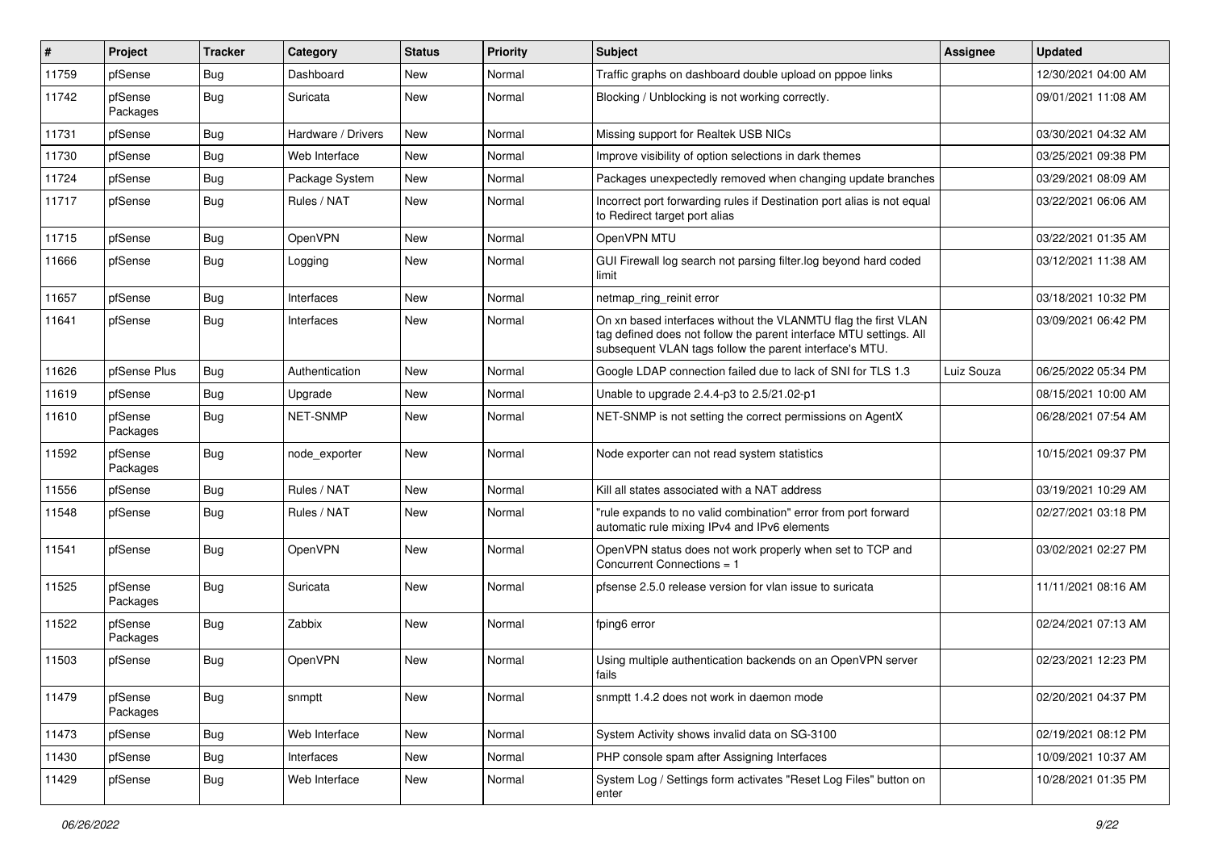| # | Project | Tracker | Category | Status | Priority | Subject | Assignee | Updated |
|---|---|---|---|---|---|---|---|---|
| 11759 | pfSense | Bug | Dashboard | New | Normal | Traffic graphs on dashboard double upload on pppoe links | | 12/30/2021 04:00 AM |
| 11742 | pfSense Packages | Bug | Suricata | New | Normal | Blocking / Unblocking is not working correctly. | | 09/01/2021 11:08 AM |
| 11731 | pfSense | Bug | Hardware / Drivers | New | Normal | Missing support for Realtek USB NICs | | 03/30/2021 04:32 AM |
| 11730 | pfSense | Bug | Web Interface | New | Normal | Improve visibility of option selections in dark themes | | 03/25/2021 09:38 PM |
| 11724 | pfSense | Bug | Package System | New | Normal | Packages unexpectedly removed when changing update branches | | 03/29/2021 08:09 AM |
| 11717 | pfSense | Bug | Rules / NAT | New | Normal | Incorrect port forwarding rules if Destination port alias is not equal to Redirect target port alias | | 03/22/2021 06:06 AM |
| 11715 | pfSense | Bug | OpenVPN | New | Normal | OpenVPN MTU | | 03/22/2021 01:35 AM |
| 11666 | pfSense | Bug | Logging | New | Normal | GUI Firewall log search not parsing filter.log beyond hard coded limit | | 03/12/2021 11:38 AM |
| 11657 | pfSense | Bug | Interfaces | New | Normal | netmap_ring_reinit error | | 03/18/2021 10:32 PM |
| 11641 | pfSense | Bug | Interfaces | New | Normal | On xn based interfaces without the VLANMTU flag the first VLAN tag defined does not follow the parent interface MTU settings. All subsequent VLAN tags follow the parent interface's MTU. | | 03/09/2021 06:42 PM |
| 11626 | pfSense Plus | Bug | Authentication | New | Normal | Google LDAP connection failed due to lack of SNI for TLS 1.3 | Luiz Souza | 06/25/2022 05:34 PM |
| 11619 | pfSense | Bug | Upgrade | New | Normal | Unable to upgrade 2.4.4-p3 to 2.5/21.02-p1 | | 08/15/2021 10:00 AM |
| 11610 | pfSense Packages | Bug | NET-SNMP | New | Normal | NET-SNMP is not setting the correct permissions on AgentX | | 06/28/2021 07:54 AM |
| 11592 | pfSense Packages | Bug | node_exporter | New | Normal | Node exporter can not read system statistics | | 10/15/2021 09:37 PM |
| 11556 | pfSense | Bug | Rules / NAT | New | Normal | Kill all states associated with a NAT address | | 03/19/2021 10:29 AM |
| 11548 | pfSense | Bug | Rules / NAT | New | Normal | "rule expands to no valid combination" error from port forward automatic rule mixing IPv4 and IPv6 elements | | 02/27/2021 03:18 PM |
| 11541 | pfSense | Bug | OpenVPN | New | Normal | OpenVPN status does not work properly when set to TCP and Concurrent Connections = 1 | | 03/02/2021 02:27 PM |
| 11525 | pfSense Packages | Bug | Suricata | New | Normal | pfsense 2.5.0 release version for vlan issue to suricata | | 11/11/2021 08:16 AM |
| 11522 | pfSense Packages | Bug | Zabbix | New | Normal | fping6 error | | 02/24/2021 07:13 AM |
| 11503 | pfSense | Bug | OpenVPN | New | Normal | Using multiple authentication backends on an OpenVPN server fails | | 02/23/2021 12:23 PM |
| 11479 | pfSense Packages | Bug | snmptt | New | Normal | snmptt 1.4.2 does not work in daemon mode | | 02/20/2021 04:37 PM |
| 11473 | pfSense | Bug | Web Interface | New | Normal | System Activity shows invalid data on SG-3100 | | 02/19/2021 08:12 PM |
| 11430 | pfSense | Bug | Interfaces | New | Normal | PHP console spam after Assigning Interfaces | | 10/09/2021 10:37 AM |
| 11429 | pfSense | Bug | Web Interface | New | Normal | System Log / Settings form activates "Reset Log Files" button on enter | | 10/28/2021 01:35 PM |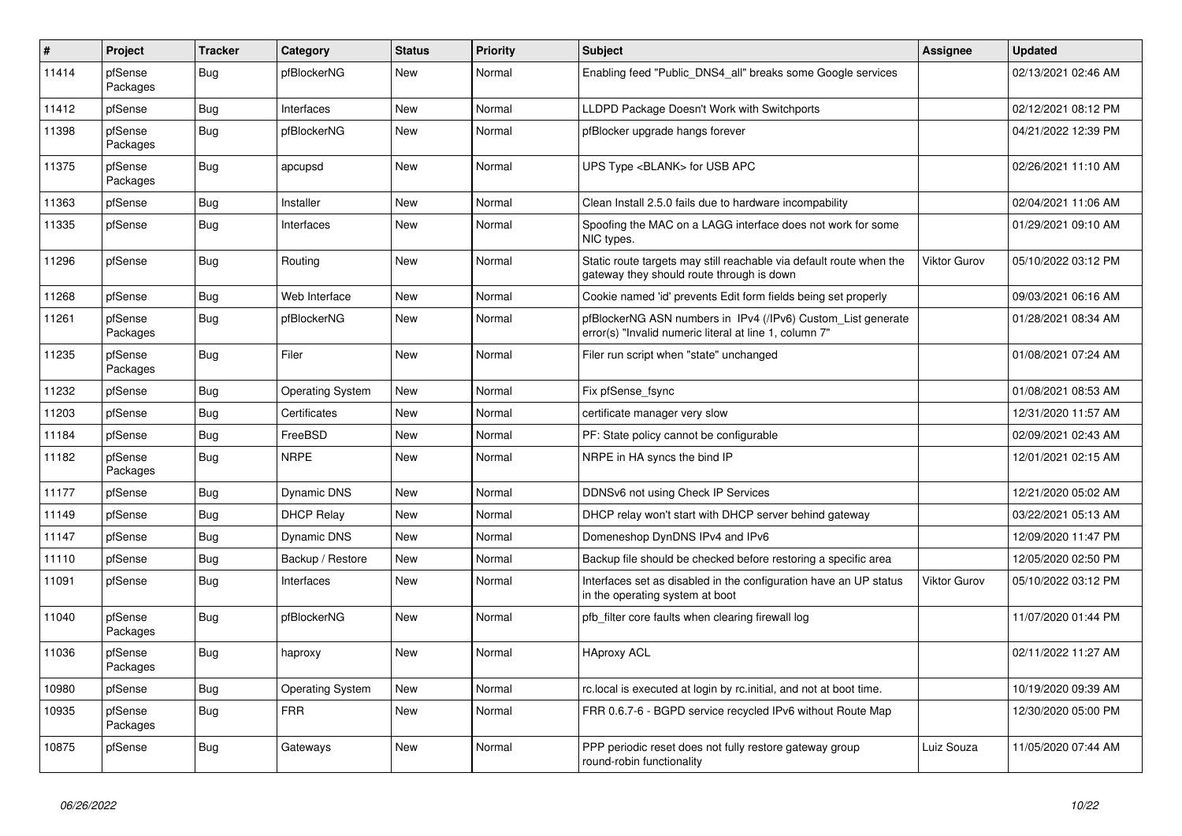| # | Project | Tracker | Category | Status | Priority | Subject | Assignee | Updated |
|---|---|---|---|---|---|---|---|---|
| 11414 | pfSense Packages | Bug | pfBlockerNG | New | Normal | Enabling feed "Public_DNS4_all" breaks some Google services | | 02/13/2021 02:46 AM |
| 11412 | pfSense | Bug | Interfaces | New | Normal | LLDPD Package Doesn't Work with Switchports | | 02/12/2021 08:12 PM |
| 11398 | pfSense Packages | Bug | pfBlockerNG | New | Normal | pfBlocker upgrade hangs forever | | 04/21/2022 12:39 PM |
| 11375 | pfSense Packages | Bug | apcupsd | New | Normal | UPS Type <BLANK> for USB APC | | 02/26/2021 11:10 AM |
| 11363 | pfSense | Bug | Installer | New | Normal | Clean Install 2.5.0 fails due to hardware incompability | | 02/04/2021 11:06 AM |
| 11335 | pfSense | Bug | Interfaces | New | Normal | Spoofing the MAC on a LAGG interface does not work for some NIC types. | | 01/29/2021 09:10 AM |
| 11296 | pfSense | Bug | Routing | New | Normal | Static route targets may still reachable via default route when the gateway they should route through is down | Viktor Gurov | 05/10/2022 03:12 PM |
| 11268 | pfSense | Bug | Web Interface | New | Normal | Cookie named 'id' prevents Edit form fields being set properly | | 09/03/2021 06:16 AM |
| 11261 | pfSense Packages | Bug | pfBlockerNG | New | Normal | pfBlockerNG ASN numbers in IPv4 (/IPv6) Custom_List generate error(s) "Invalid numeric literal at line 1, column 7" | | 01/28/2021 08:34 AM |
| 11235 | pfSense Packages | Bug | Filer | New | Normal | Filer run script when "state" unchanged | | 01/08/2021 07:24 AM |
| 11232 | pfSense | Bug | Operating System | New | Normal | Fix pfSense_fsync | | 01/08/2021 08:53 AM |
| 11203 | pfSense | Bug | Certificates | New | Normal | certificate manager very slow | | 12/31/2020 11:57 AM |
| 11184 | pfSense | Bug | FreeBSD | New | Normal | PF: State policy cannot be configurable | | 02/09/2021 02:43 AM |
| 11182 | pfSense Packages | Bug | NRPE | New | Normal | NRPE in HA syncs the bind IP | | 12/01/2021 02:15 AM |
| 11177 | pfSense | Bug | Dynamic DNS | New | Normal | DDNSv6 not using Check IP Services | | 12/21/2020 05:02 AM |
| 11149 | pfSense | Bug | DHCP Relay | New | Normal | DHCP relay won't start with DHCP server behind gateway | | 03/22/2021 05:13 AM |
| 11147 | pfSense | Bug | Dynamic DNS | New | Normal | Domeneshop DynDNS IPv4 and IPv6 | | 12/09/2020 11:47 PM |
| 11110 | pfSense | Bug | Backup / Restore | New | Normal | Backup file should be checked before restoring a specific area | | 12/05/2020 02:50 PM |
| 11091 | pfSense | Bug | Interfaces | New | Normal | Interfaces set as disabled in the configuration have an UP status in the operating system at boot | Viktor Gurov | 05/10/2022 03:12 PM |
| 11040 | pfSense Packages | Bug | pfBlockerNG | New | Normal | pfb_filter core faults when clearing firewall log | | 11/07/2020 01:44 PM |
| 11036 | pfSense Packages | Bug | haproxy | New | Normal | HAproxy ACL | | 02/11/2022 11:27 AM |
| 10980 | pfSense | Bug | Operating System | New | Normal | rc.local is executed at login by rc.initial, and not at boot time. | | 10/19/2020 09:39 AM |
| 10935 | pfSense Packages | Bug | FRR | New | Normal | FRR 0.6.7-6 - BGPD service recycled IPv6 without Route Map | | 12/30/2020 05:00 PM |
| 10875 | pfSense | Bug | Gateways | New | Normal | PPP periodic reset does not fully restore gateway group round-robin functionality | Luiz Souza | 11/05/2020 07:44 AM |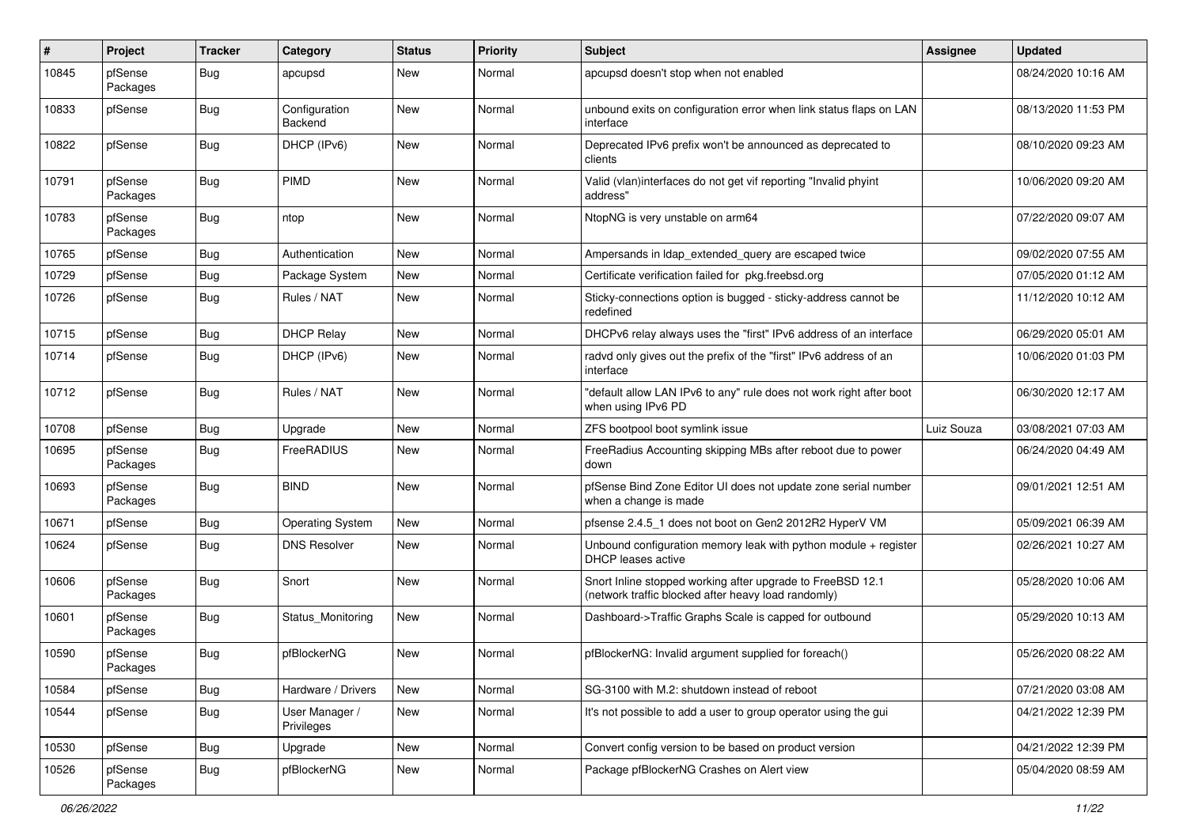| # | Project | Tracker | Category | Status | Priority | Subject | Assignee | Updated |
|---|---|---|---|---|---|---|---|---|
| 10845 | pfSense Packages | Bug | apcupsd | New | Normal | apcupsd doesn't stop when not enabled | | 08/24/2020 10:16 AM |
| 10833 | pfSense | Bug | Configuration Backend | New | Normal | unbound exits on configuration error when link status flaps on LAN interface | | 08/13/2020 11:53 PM |
| 10822 | pfSense | Bug | DHCP (IPv6) | New | Normal | Deprecated IPv6 prefix won't be announced as deprecated to clients | | 08/10/2020 09:23 AM |
| 10791 | pfSense Packages | Bug | PIMD | New | Normal | Valid (vlan)interfaces do not get vif reporting "Invalid phyint address" | | 10/06/2020 09:20 AM |
| 10783 | pfSense Packages | Bug | ntop | New | Normal | NtopNG is very unstable on arm64 | | 07/22/2020 09:07 AM |
| 10765 | pfSense | Bug | Authentication | New | Normal | Ampersands in ldap_extended_query are escaped twice | | 09/02/2020 07:55 AM |
| 10729 | pfSense | Bug | Package System | New | Normal | Certificate verification failed for pkg.freebsd.org | | 07/05/2020 01:12 AM |
| 10726 | pfSense | Bug | Rules / NAT | New | Normal | Sticky-connections option is bugged - sticky-address cannot be redefined | | 11/12/2020 10:12 AM |
| 10715 | pfSense | Bug | DHCP Relay | New | Normal | DHCPv6 relay always uses the "first" IPv6 address of an interface | | 06/29/2020 05:01 AM |
| 10714 | pfSense | Bug | DHCP (IPv6) | New | Normal | radvd only gives out the prefix of the "first" IPv6 address of an interface | | 10/06/2020 01:03 PM |
| 10712 | pfSense | Bug | Rules / NAT | New | Normal | "default allow LAN IPv6 to any" rule does not work right after boot when using IPv6 PD | | 06/30/2020 12:17 AM |
| 10708 | pfSense | Bug | Upgrade | New | Normal | ZFS bootpool boot symlink issue | Luiz Souza | 03/08/2021 07:03 AM |
| 10695 | pfSense Packages | Bug | FreeRADIUS | New | Normal | FreeRadius Accounting skipping MBs after reboot due to power down | | 06/24/2020 04:49 AM |
| 10693 | pfSense Packages | Bug | BIND | New | Normal | pfSense Bind Zone Editor UI does not update zone serial number when a change is made | | 09/01/2021 12:51 AM |
| 10671 | pfSense | Bug | Operating System | New | Normal | pfsense 2.4.5_1 does not boot on Gen2 2012R2 HyperV VM | | 05/09/2021 06:39 AM |
| 10624 | pfSense | Bug | DNS Resolver | New | Normal | Unbound configuration memory leak with python module + register DHCP leases active | | 02/26/2021 10:27 AM |
| 10606 | pfSense Packages | Bug | Snort | New | Normal | Snort Inline stopped working after upgrade to FreeBSD 12.1 (network traffic blocked after heavy load randomly) | | 05/28/2020 10:06 AM |
| 10601 | pfSense Packages | Bug | Status_Monitoring | New | Normal | Dashboard->Traffic Graphs Scale is capped for outbound | | 05/29/2020 10:13 AM |
| 10590 | pfSense Packages | Bug | pfBlockerNG | New | Normal | pfBlockerNG: Invalid argument supplied for foreach() | | 05/26/2020 08:22 AM |
| 10584 | pfSense | Bug | Hardware / Drivers | New | Normal | SG-3100 with M.2: shutdown instead of reboot | | 07/21/2020 03:08 AM |
| 10544 | pfSense | Bug | User Manager / Privileges | New | Normal | It's not possible to add a user to group operator using the gui | | 04/21/2022 12:39 PM |
| 10530 | pfSense | Bug | Upgrade | New | Normal | Convert config version to be based on product version | | 04/21/2022 12:39 PM |
| 10526 | pfSense Packages | Bug | pfBlockerNG | New | Normal | Package pfBlockerNG Crashes on Alert view | | 05/04/2020 08:59 AM |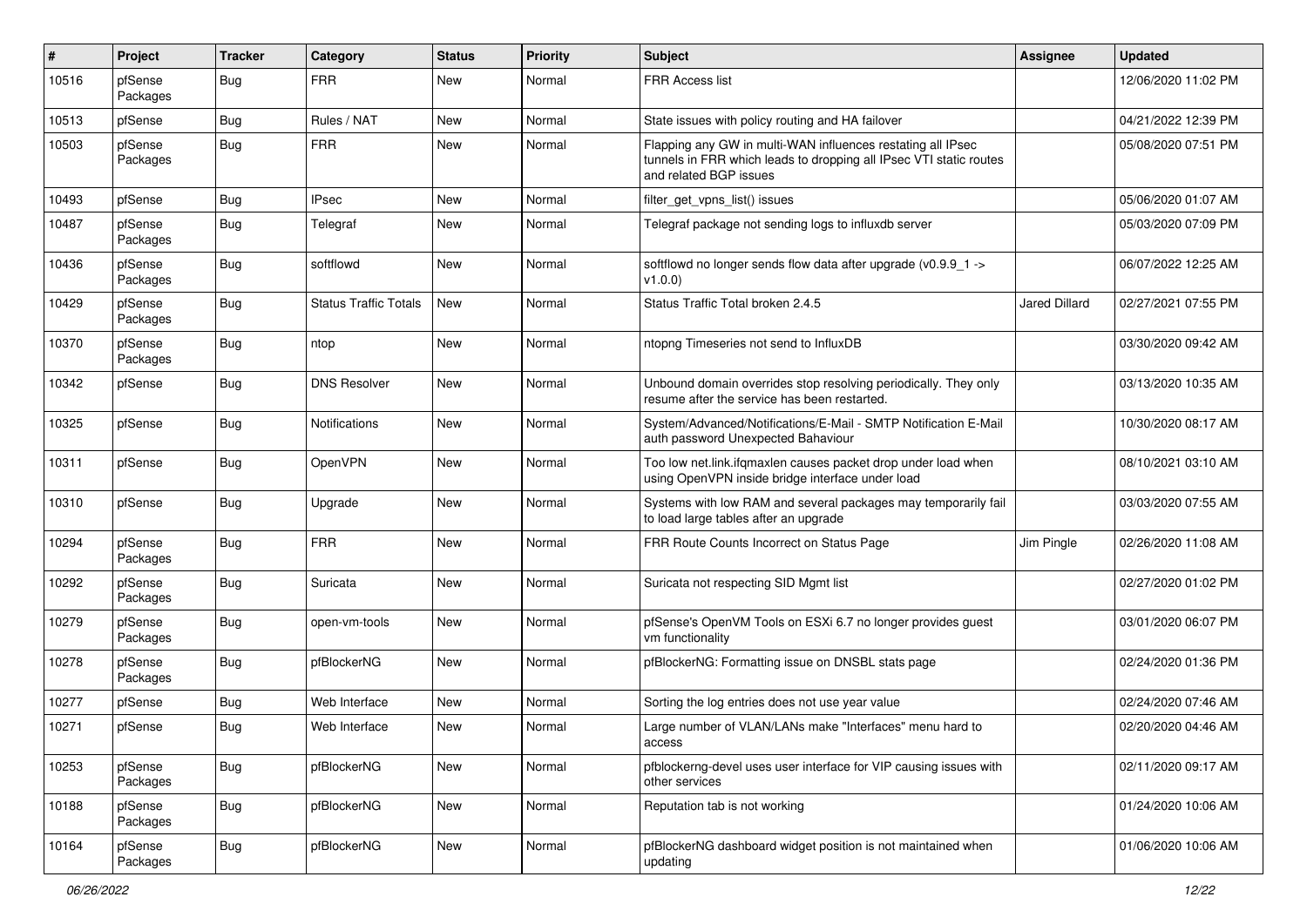| # | Project | Tracker | Category | Status | Priority | Subject | Assignee | Updated |
|---|---|---|---|---|---|---|---|---|
| 10516 | pfSense Packages | Bug | FRR | New | Normal | FRR Access list | | 12/06/2020 11:02 PM |
| 10513 | pfSense | Bug | Rules / NAT | New | Normal | State issues with policy routing and HA failover | | 04/21/2022 12:39 PM |
| 10503 | pfSense Packages | Bug | FRR | New | Normal | Flapping any GW in multi-WAN influences restating all IPsec tunnels in FRR which leads to dropping all IPsec VTI static routes and related BGP issues | | 05/08/2020 07:51 PM |
| 10493 | pfSense | Bug | IPsec | New | Normal | filter_get_vpns_list() issues | | 05/06/2020 01:07 AM |
| 10487 | pfSense Packages | Bug | Telegraf | New | Normal | Telegraf package not sending logs to influxdb server | | 05/03/2020 07:09 PM |
| 10436 | pfSense Packages | Bug | softflowd | New | Normal | softflowd no longer sends flow data after upgrade (v0.9.9_1 -> v1.0.0) | | 06/07/2022 12:25 AM |
| 10429 | pfSense Packages | Bug | Status Traffic Totals | New | Normal | Status Traffic Total broken 2.4.5 | Jared Dillard | 02/27/2021 07:55 PM |
| 10370 | pfSense Packages | Bug | ntop | New | Normal | ntopng Timeseries not send to InfluxDB | | 03/30/2020 09:42 AM |
| 10342 | pfSense | Bug | DNS Resolver | New | Normal | Unbound domain overrides stop resolving periodically. They only resume after the service has been restarted. | | 03/13/2020 10:35 AM |
| 10325 | pfSense | Bug | Notifications | New | Normal | System/Advanced/Notifications/E-Mail - SMTP Notification E-Mail auth password Unexpected Bahaviour | | 10/30/2020 08:17 AM |
| 10311 | pfSense | Bug | OpenVPN | New | Normal | Too low net.link.ifqmaxlen causes packet drop under load when using OpenVPN inside bridge interface under load | | 08/10/2021 03:10 AM |
| 10310 | pfSense | Bug | Upgrade | New | Normal | Systems with low RAM and several packages may temporarily fail to load large tables after an upgrade | | 03/03/2020 07:55 AM |
| 10294 | pfSense Packages | Bug | FRR | New | Normal | FRR Route Counts Incorrect on Status Page | Jim Pingle | 02/26/2020 11:08 AM |
| 10292 | pfSense Packages | Bug | Suricata | New | Normal | Suricata not respecting SID Mgmt list | | 02/27/2020 01:02 PM |
| 10279 | pfSense Packages | Bug | open-vm-tools | New | Normal | pfSense's OpenVM Tools on ESXi 6.7 no longer provides guest vm functionality | | 03/01/2020 06:07 PM |
| 10278 | pfSense Packages | Bug | pfBlockerNG | New | Normal | pfBlockerNG: Formatting issue on DNSBL stats page | | 02/24/2020 01:36 PM |
| 10277 | pfSense | Bug | Web Interface | New | Normal | Sorting the log entries does not use year value | | 02/24/2020 07:46 AM |
| 10271 | pfSense | Bug | Web Interface | New | Normal | Large number of VLAN/LANs make "Interfaces" menu hard to access | | 02/20/2020 04:46 AM |
| 10253 | pfSense Packages | Bug | pfBlockerNG | New | Normal | pfblockerng-devel uses user interface for VIP causing issues with other services | | 02/11/2020 09:17 AM |
| 10188 | pfSense Packages | Bug | pfBlockerNG | New | Normal | Reputation tab is not working | | 01/24/2020 10:06 AM |
| 10164 | pfSense Packages | Bug | pfBlockerNG | New | Normal | pfBlockerNG dashboard widget position is not maintained when updating | | 01/06/2020 10:06 AM |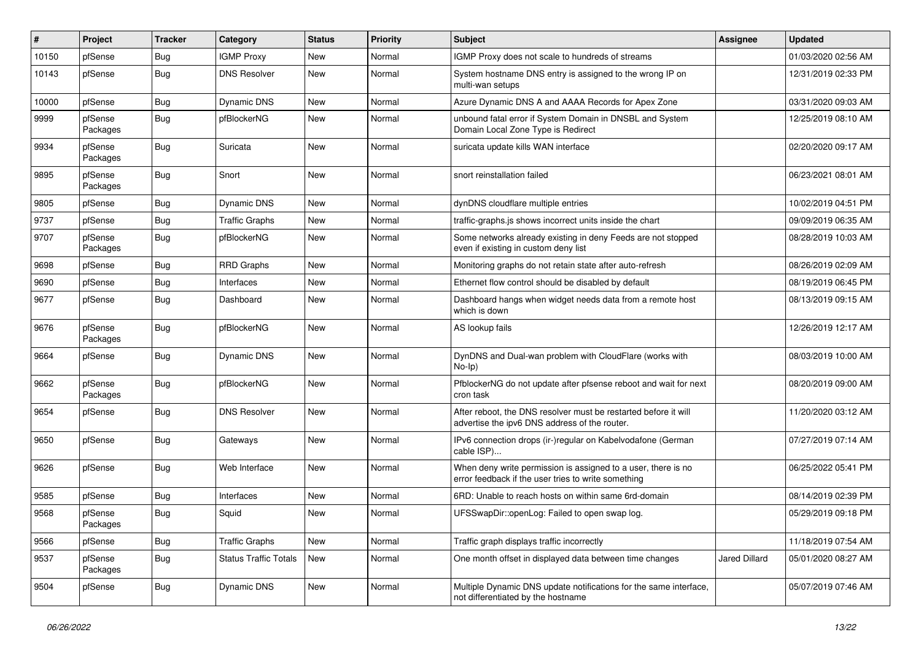| # | Project | Tracker | Category | Status | Priority | Subject | Assignee | Updated |
|---|---|---|---|---|---|---|---|---|
| 10150 | pfSense | Bug | IGMP Proxy | New | Normal | IGMP Proxy does not scale to hundreds of streams | | 01/03/2020 02:56 AM |
| 10143 | pfSense | Bug | DNS Resolver | New | Normal | System hostname DNS entry is assigned to the wrong IP on multi-wan setups | | 12/31/2019 02:33 PM |
| 10000 | pfSense | Bug | Dynamic DNS | New | Normal | Azure Dynamic DNS A and AAAA Records for Apex Zone | | 03/31/2020 09:03 AM |
| 9999 | pfSense Packages | Bug | pfBlockerNG | New | Normal | unbound fatal error if System Domain in DNSBL and System Domain Local Zone Type is Redirect | | 12/25/2019 08:10 AM |
| 9934 | pfSense Packages | Bug | Suricata | New | Normal | suricata update kills WAN interface | | 02/20/2020 09:17 AM |
| 9895 | pfSense Packages | Bug | Snort | New | Normal | snort reinstallation failed | | 06/23/2021 08:01 AM |
| 9805 | pfSense | Bug | Dynamic DNS | New | Normal | dynDNS cloudflare multiple entries | | 10/02/2019 04:51 PM |
| 9737 | pfSense | Bug | Traffic Graphs | New | Normal | traffic-graphs.js shows incorrect units inside the chart | | 09/09/2019 06:35 AM |
| 9707 | pfSense Packages | Bug | pfBlockerNG | New | Normal | Some networks already existing in deny Feeds are not stopped even if existing in custom deny list | | 08/28/2019 10:03 AM |
| 9698 | pfSense | Bug | RRD Graphs | New | Normal | Monitoring graphs do not retain state after auto-refresh | | 08/26/2019 02:09 AM |
| 9690 | pfSense | Bug | Interfaces | New | Normal | Ethernet flow control should be disabled by default | | 08/19/2019 06:45 PM |
| 9677 | pfSense | Bug | Dashboard | New | Normal | Dashboard hangs when widget needs data from a remote host which is down | | 08/13/2019 09:15 AM |
| 9676 | pfSense Packages | Bug | pfBlockerNG | New | Normal | AS lookup fails | | 12/26/2019 12:17 AM |
| 9664 | pfSense | Bug | Dynamic DNS | New | Normal | DynDNS and Dual-wan problem with CloudFlare (works with No-Ip) | | 08/03/2019 10:00 AM |
| 9662 | pfSense Packages | Bug | pfBlockerNG | New | Normal | PfblockerNG do not update after pfsense reboot and wait for next cron task | | 08/20/2019 09:00 AM |
| 9654 | pfSense | Bug | DNS Resolver | New | Normal | After reboot, the DNS resolver must be restarted before it will advertise the ipv6 DNS address of the router. | | 11/20/2020 03:12 AM |
| 9650 | pfSense | Bug | Gateways | New | Normal | IPv6 connection drops (ir-)regular on Kabelvodafone (German cable ISP)... | | 07/27/2019 07:14 AM |
| 9626 | pfSense | Bug | Web Interface | New | Normal | When deny write permission is assigned to a user, there is no error feedback if the user tries to write something | | 06/25/2022 05:41 PM |
| 9585 | pfSense | Bug | Interfaces | New | Normal | 6RD: Unable to reach hosts on within same 6rd-domain | | 08/14/2019 02:39 PM |
| 9568 | pfSense Packages | Bug | Squid | New | Normal | UFSSwapDir::openLog: Failed to open swap log. | | 05/29/2019 09:18 PM |
| 9566 | pfSense | Bug | Traffic Graphs | New | Normal | Traffic graph displays traffic incorrectly | | 11/18/2019 07:54 AM |
| 9537 | pfSense Packages | Bug | Status Traffic Totals | New | Normal | One month offset in displayed data between time changes | Jared Dillard | 05/01/2020 08:27 AM |
| 9504 | pfSense | Bug | Dynamic DNS | New | Normal | Multiple Dynamic DNS update notifications for the same interface, not differentiated by the hostname | | 05/07/2019 07:46 AM |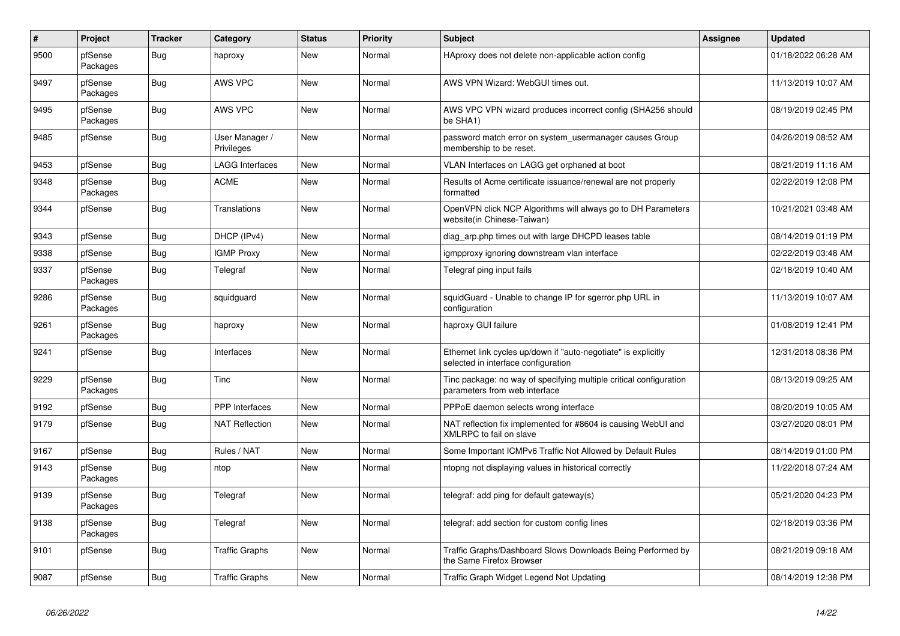| # | Project | Tracker | Category | Status | Priority | Subject | Assignee | Updated |
|---|---|---|---|---|---|---|---|---|
| 9500 | pfSense Packages | Bug | haproxy | New | Normal | HAproxy does not delete non-applicable action config | | 01/18/2022 06:28 AM |
| 9497 | pfSense Packages | Bug | AWS VPC | New | Normal | AWS VPN Wizard: WebGUI times out. | | 11/13/2019 10:07 AM |
| 9495 | pfSense Packages | Bug | AWS VPC | New | Normal | AWS VPC VPN wizard produces incorrect config (SHA256 should be SHA1) | | 08/19/2019 02:45 PM |
| 9485 | pfSense | Bug | User Manager / Privileges | New | Normal | password match error on system_usermanager causes Group membership to be reset. | | 04/26/2019 08:52 AM |
| 9453 | pfSense | Bug | LAGG Interfaces | New | Normal | VLAN Interfaces on LAGG get orphaned at boot | | 08/21/2019 11:16 AM |
| 9348 | pfSense Packages | Bug | ACME | New | Normal | Results of Acme certificate issuance/renewal are not properly formatted | | 02/22/2019 12:08 PM |
| 9344 | pfSense | Bug | Translations | New | Normal | OpenVPN click NCP Algorithms will always go to DH Parameters website(in Chinese-Taiwan) | | 10/21/2021 03:48 AM |
| 9343 | pfSense | Bug | DHCP (IPv4) | New | Normal | diag_arp.php times out with large DHCPD leases table | | 08/14/2019 01:19 PM |
| 9338 | pfSense | Bug | IGMP Proxy | New | Normal | igmpproxy ignoring downstream vlan interface | | 02/22/2019 03:48 AM |
| 9337 | pfSense Packages | Bug | Telegraf | New | Normal | Telegraf ping input fails | | 02/18/2019 10:40 AM |
| 9286 | pfSense Packages | Bug | squidguard | New | Normal | squidGuard - Unable to change IP for sgerror.php URL in configuration | | 11/13/2019 10:07 AM |
| 9261 | pfSense Packages | Bug | haproxy | New | Normal | haproxy GUI failure | | 01/08/2019 12:41 PM |
| 9241 | pfSense | Bug | Interfaces | New | Normal | Ethernet link cycles up/down if "auto-negotiate" is explicitly selected in interface configuration | | 12/31/2018 08:36 PM |
| 9229 | pfSense Packages | Bug | Tinc | New | Normal | Tinc package: no way of specifying multiple critical configuration parameters from web interface | | 08/13/2019 09:25 AM |
| 9192 | pfSense | Bug | PPP Interfaces | New | Normal | PPPoE daemon selects wrong interface | | 08/20/2019 10:05 AM |
| 9179 | pfSense | Bug | NAT Reflection | New | Normal | NAT reflection fix implemented for #8604 is causing WebUI and XMLRPC to fail on slave | | 03/27/2020 08:01 PM |
| 9167 | pfSense | Bug | Rules / NAT | New | Normal | Some Important ICMPv6 Traffic Not Allowed by Default Rules | | 08/14/2019 01:00 PM |
| 9143 | pfSense Packages | Bug | ntop | New | Normal | ntopng not displaying values in historical correctly | | 11/22/2018 07:24 AM |
| 9139 | pfSense Packages | Bug | Telegraf | New | Normal | telegraf: add ping for default gateway(s) | | 05/21/2020 04:23 PM |
| 9138 | pfSense Packages | Bug | Telegraf | New | Normal | telegraf: add section for custom config lines | | 02/18/2019 03:36 PM |
| 9101 | pfSense | Bug | Traffic Graphs | New | Normal | Traffic Graphs/Dashboard Slows Downloads Being Performed by the Same Firefox Browser | | 08/21/2019 09:18 AM |
| 9087 | pfSense | Bug | Traffic Graphs | New | Normal | Traffic Graph Widget Legend Not Updating | | 08/14/2019 12:38 PM |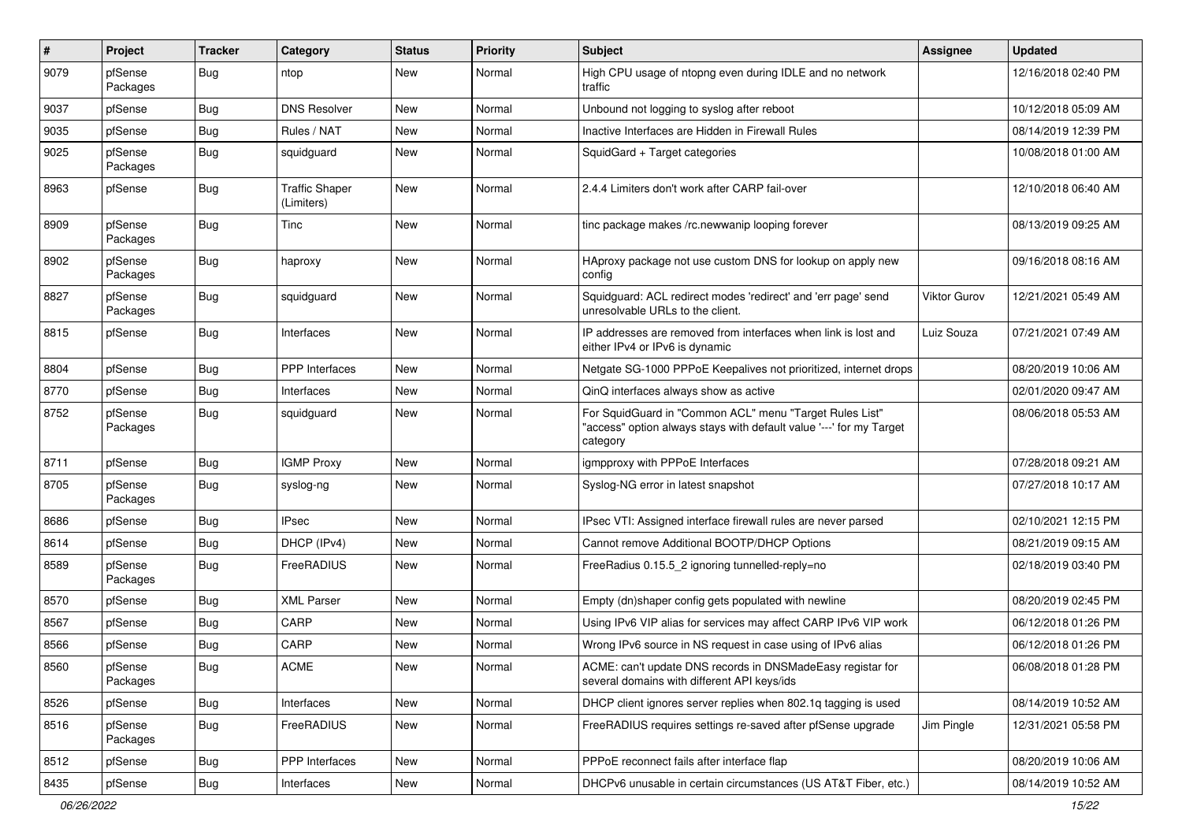| # | Project | Tracker | Category | Status | Priority | Subject | Assignee | Updated |
|---|---|---|---|---|---|---|---|---|
| 9079 | pfSense Packages | Bug | ntop | New | Normal | High CPU usage of ntopng even during IDLE and no network traffic | | 12/16/2018 02:40 PM |
| 9037 | pfSense | Bug | DNS Resolver | New | Normal | Unbound not logging to syslog after reboot | | 10/12/2018 05:09 AM |
| 9035 | pfSense | Bug | Rules / NAT | New | Normal | Inactive Interfaces are Hidden in Firewall Rules | | 08/14/2019 12:39 PM |
| 9025 | pfSense Packages | Bug | squidguard | New | Normal | SquidGard + Target categories | | 10/08/2018 01:00 AM |
| 8963 | pfSense | Bug | Traffic Shaper (Limiters) | New | Normal | 2.4.4 Limiters don't work after CARP fail-over | | 12/10/2018 06:40 AM |
| 8909 | pfSense Packages | Bug | Tinc | New | Normal | tinc package makes /rc.newwanip looping forever | | 08/13/2019 09:25 AM |
| 8902 | pfSense Packages | Bug | haproxy | New | Normal | HAproxy package not use custom DNS for lookup on apply new config | | 09/16/2018 08:16 AM |
| 8827 | pfSense Packages | Bug | squidguard | New | Normal | Squidguard: ACL redirect modes 'redirect' and 'err page' send unresolvable URLs to the client. | Viktor Gurov | 12/21/2021 05:49 AM |
| 8815 | pfSense | Bug | Interfaces | New | Normal | IP addresses are removed from interfaces when link is lost and either IPv4 or IPv6 is dynamic | Luiz Souza | 07/21/2021 07:49 AM |
| 8804 | pfSense | Bug | PPP Interfaces | New | Normal | Netgate SG-1000 PPPoE Keepalives not prioritized, internet drops | | 08/20/2019 10:06 AM |
| 8770 | pfSense | Bug | Interfaces | New | Normal | QinQ interfaces always show as active | | 02/01/2020 09:47 AM |
| 8752 | pfSense Packages | Bug | squidguard | New | Normal | For SquidGuard in "Common ACL" menu "Target Rules List" "access" option always stays with default value '---' for my Target category | | 08/06/2018 05:53 AM |
| 8711 | pfSense | Bug | IGMP Proxy | New | Normal | igmpproxy with PPPoE Interfaces | | 07/28/2018 09:21 AM |
| 8705 | pfSense Packages | Bug | syslog-ng | New | Normal | Syslog-NG error in latest snapshot | | 07/27/2018 10:17 AM |
| 8686 | pfSense | Bug | IPsec | New | Normal | IPsec VTI: Assigned interface firewall rules are never parsed | | 02/10/2021 12:15 PM |
| 8614 | pfSense | Bug | DHCP (IPv4) | New | Normal | Cannot remove Additional BOOTP/DHCP Options | | 08/21/2019 09:15 AM |
| 8589 | pfSense Packages | Bug | FreeRADIUS | New | Normal | FreeRadius 0.15.5_2 ignoring tunnelled-reply=no | | 02/18/2019 03:40 PM |
| 8570 | pfSense | Bug | XML Parser | New | Normal | Empty (dn)shaper config gets populated with newline | | 08/20/2019 02:45 PM |
| 8567 | pfSense | Bug | CARP | New | Normal | Using IPv6 VIP alias for services may affect CARP IPv6 VIP work | | 06/12/2018 01:26 PM |
| 8566 | pfSense | Bug | CARP | New | Normal | Wrong IPv6 source in NS request in case using of IPv6 alias | | 06/12/2018 01:26 PM |
| 8560 | pfSense Packages | Bug | ACME | New | Normal | ACME: can't update DNS records in DNSMadeEasy registar for several domains with different API keys/ids | | 06/08/2018 01:28 PM |
| 8526 | pfSense | Bug | Interfaces | New | Normal | DHCP client ignores server replies when 802.1q tagging is used | | 08/14/2019 10:52 AM |
| 8516 | pfSense Packages | Bug | FreeRADIUS | New | Normal | FreeRADIUS requires settings re-saved after pfSense upgrade | Jim Pingle | 12/31/2021 05:58 PM |
| 8512 | pfSense | Bug | PPP Interfaces | New | Normal | PPPoE reconnect fails after interface flap | | 08/20/2019 10:06 AM |
| 8435 | pfSense | Bug | Interfaces | New | Normal | DHCPv6 unusable in certain circumstances (US AT&T Fiber, etc.) | | 08/14/2019 10:52 AM |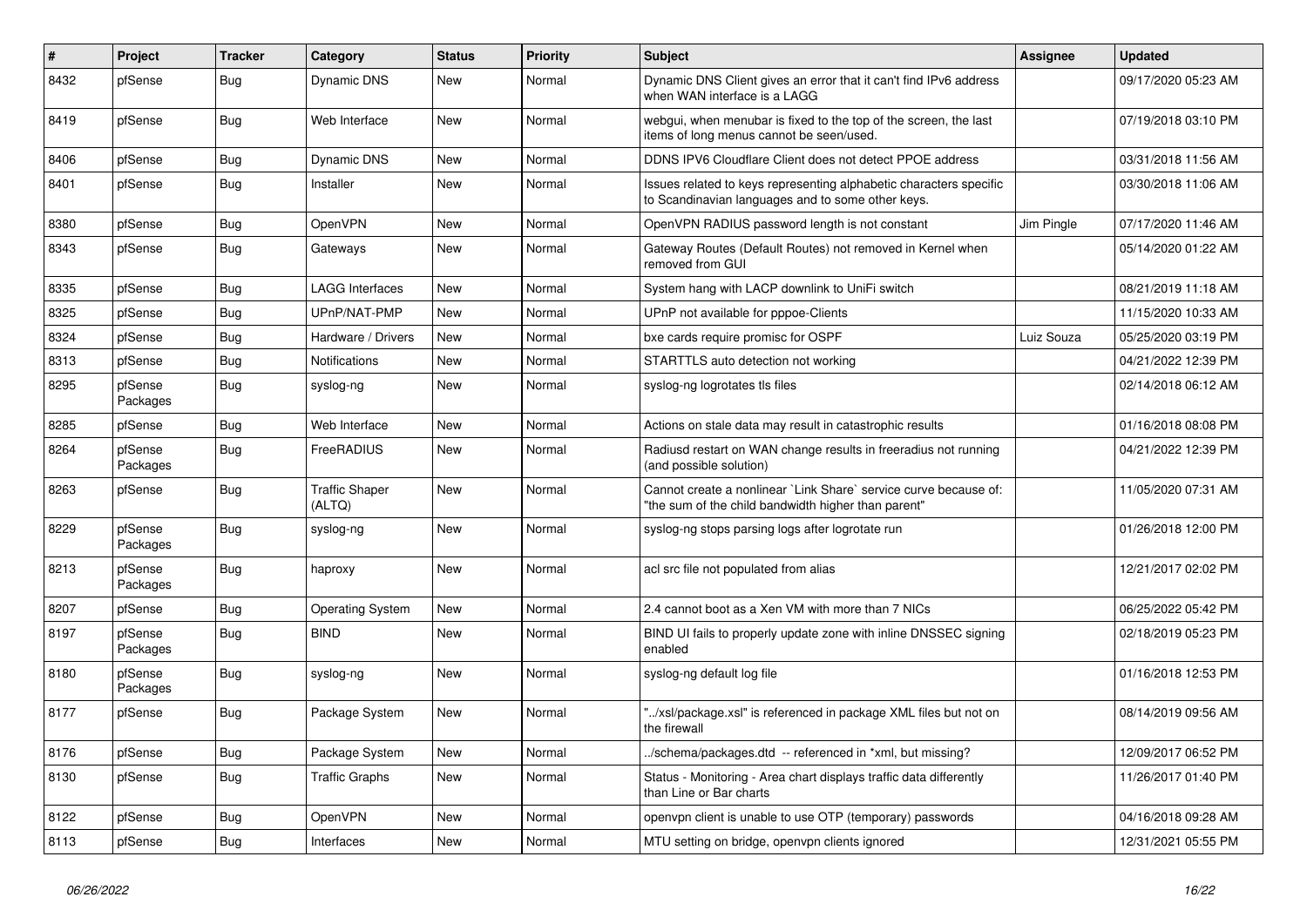| # | Project | Tracker | Category | Status | Priority | Subject | Assignee | Updated |
|---|---|---|---|---|---|---|---|---|
| 8432 | pfSense | Bug | Dynamic DNS | New | Normal | Dynamic DNS Client gives an error that it can't find IPv6 address when WAN interface is a LAGG | | 09/17/2020 05:23 AM |
| 8419 | pfSense | Bug | Web Interface | New | Normal | webgui, when menubar is fixed to the top of the screen, the last items of long menus cannot be seen/used. | | 07/19/2018 03:10 PM |
| 8406 | pfSense | Bug | Dynamic DNS | New | Normal | DDNS IPV6 Cloudflare Client does not detect PPOE address | | 03/31/2018 11:56 AM |
| 8401 | pfSense | Bug | Installer | New | Normal | Issues related to keys representing alphabetic characters specific to Scandinavian languages and to some other keys. | | 03/30/2018 11:06 AM |
| 8380 | pfSense | Bug | OpenVPN | New | Normal | OpenVPN RADIUS password length is not constant | Jim Pingle | 07/17/2020 11:46 AM |
| 8343 | pfSense | Bug | Gateways | New | Normal | Gateway Routes (Default Routes) not removed in Kernel when removed from GUI | | 05/14/2020 01:22 AM |
| 8335 | pfSense | Bug | LAGG Interfaces | New | Normal | System hang with LACP downlink to UniFi switch | | 08/21/2019 11:18 AM |
| 8325 | pfSense | Bug | UPnP/NAT-PMP | New | Normal | UPnP not available for pppoe-Clients | | 11/15/2020 10:33 AM |
| 8324 | pfSense | Bug | Hardware / Drivers | New | Normal | bxe cards require promisc for OSPF | Luiz Souza | 05/25/2020 03:19 PM |
| 8313 | pfSense | Bug | Notifications | New | Normal | STARTTLS auto detection not working | | 04/21/2022 12:39 PM |
| 8295 | pfSense Packages | Bug | syslog-ng | New | Normal | syslog-ng logrotates tls files | | 02/14/2018 06:12 AM |
| 8285 | pfSense | Bug | Web Interface | New | Normal | Actions on stale data may result in catastrophic results | | 01/16/2018 08:08 PM |
| 8264 | pfSense Packages | Bug | FreeRADIUS | New | Normal | Radiusd restart on WAN change results in freeradius not running (and possible solution) | | 04/21/2022 12:39 PM |
| 8263 | pfSense | Bug | Traffic Shaper (ALTQ) | New | Normal | Cannot create a nonlinear `Link Share` service curve because of: "the sum of the child bandwidth higher than parent" | | 11/05/2020 07:31 AM |
| 8229 | pfSense Packages | Bug | syslog-ng | New | Normal | syslog-ng stops parsing logs after logrotate run | | 01/26/2018 12:00 PM |
| 8213 | pfSense Packages | Bug | haproxy | New | Normal | acl src file not populated from alias | | 12/21/2017 02:02 PM |
| 8207 | pfSense | Bug | Operating System | New | Normal | 2.4 cannot boot as a Xen VM with more than 7 NICs | | 06/25/2022 05:42 PM |
| 8197 | pfSense Packages | Bug | BIND | New | Normal | BIND UI fails to properly update zone with inline DNSSEC signing enabled | | 02/18/2019 05:23 PM |
| 8180 | pfSense Packages | Bug | syslog-ng | New | Normal | syslog-ng default log file | | 01/16/2018 12:53 PM |
| 8177 | pfSense | Bug | Package System | New | Normal | "../xsl/package.xsl" is referenced in package XML files but not on the firewall | | 08/14/2019 09:56 AM |
| 8176 | pfSense | Bug | Package System | New | Normal | ../schema/packages.dtd -- referenced in *xml, but missing? | | 12/09/2017 06:52 PM |
| 8130 | pfSense | Bug | Traffic Graphs | New | Normal | Status - Monitoring - Area chart displays traffic data differently than Line or Bar charts | | 11/26/2017 01:40 PM |
| 8122 | pfSense | Bug | OpenVPN | New | Normal | openvpn client is unable to use OTP (temporary) passwords | | 04/16/2018 09:28 AM |
| 8113 | pfSense | Bug | Interfaces | New | Normal | MTU setting on bridge, openvpn clients ignored | | 12/31/2021 05:55 PM |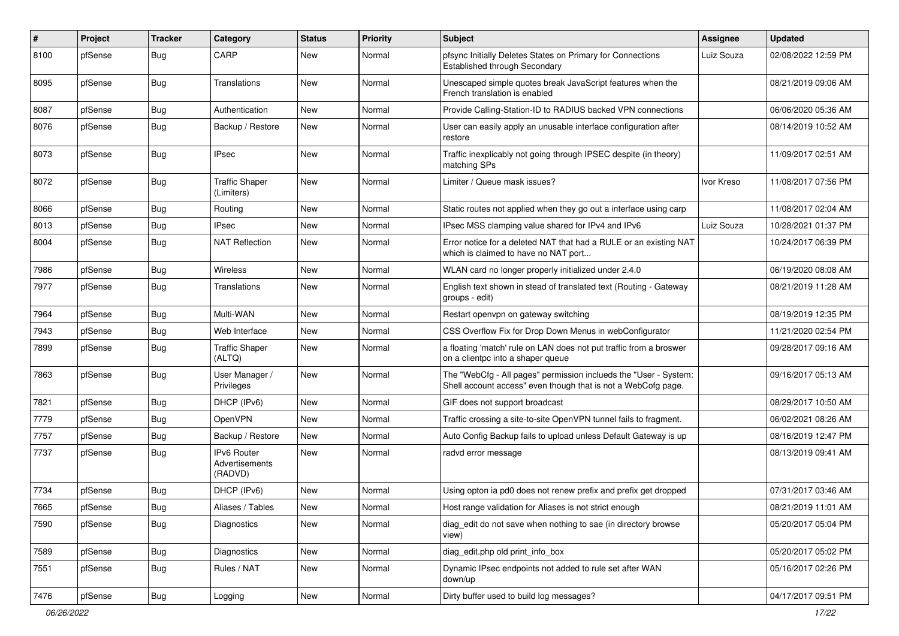| # | Project | Tracker | Category | Status | Priority | Subject | Assignee | Updated |
|---|---|---|---|---|---|---|---|---|
| 8100 | pfSense | Bug | CARP | New | Normal | pfsync Initially Deletes States on Primary for Connections Established through Secondary | Luiz Souza | 02/08/2022 12:59 PM |
| 8095 | pfSense | Bug | Translations | New | Normal | Unescaped simple quotes break JavaScript features when the French translation is enabled | | 08/21/2019 09:06 AM |
| 8087 | pfSense | Bug | Authentication | New | Normal | Provide Calling-Station-ID to RADIUS backed VPN connections | | 06/06/2020 05:36 AM |
| 8076 | pfSense | Bug | Backup / Restore | New | Normal | User can easily apply an unusable interface configuration after restore | | 08/14/2019 10:52 AM |
| 8073 | pfSense | Bug | IPsec | New | Normal | Traffic inexplicably not going through IPSEC despite (in theory) matching SPs | | 11/09/2017 02:51 AM |
| 8072 | pfSense | Bug | Traffic Shaper (Limiters) | New | Normal | Limiter / Queue mask issues? | Ivor Kreso | 11/08/2017 07:56 PM |
| 8066 | pfSense | Bug | Routing | New | Normal | Static routes not applied when they go out a interface using carp | | 11/08/2017 02:04 AM |
| 8013 | pfSense | Bug | IPsec | New | Normal | IPsec MSS clamping value shared for IPv4 and IPv6 | Luiz Souza | 10/28/2021 01:37 PM |
| 8004 | pfSense | Bug | NAT Reflection | New | Normal | Error notice for a deleted NAT that had a RULE or an existing NAT which is claimed to have no NAT port... | | 10/24/2017 06:39 PM |
| 7986 | pfSense | Bug | Wireless | New | Normal | WLAN card no longer properly initialized under 2.4.0 | | 06/19/2020 08:08 AM |
| 7977 | pfSense | Bug | Translations | New | Normal | English text shown in stead of translated text (Routing - Gateway groups - edit) | | 08/21/2019 11:28 AM |
| 7964 | pfSense | Bug | Multi-WAN | New | Normal | Restart openvpn on gateway switching | | 08/19/2019 12:35 PM |
| 7943 | pfSense | Bug | Web Interface | New | Normal | CSS Overflow Fix for Drop Down Menus in webConfigurator | | 11/21/2020 02:54 PM |
| 7899 | pfSense | Bug | Traffic Shaper (ALTQ) | New | Normal | a floating 'match' rule on LAN does not put traffic from a broswer on a clientpc into a shaper queue | | 09/28/2017 09:16 AM |
| 7863 | pfSense | Bug | User Manager / Privileges | New | Normal | The "WebCfg - All pages" permission inclueds the "User - System: Shell account access" even though that is not a WebCofg page. | | 09/16/2017 05:13 AM |
| 7821 | pfSense | Bug | DHCP (IPv6) | New | Normal | GIF does not support broadcast | | 08/29/2017 10:50 AM |
| 7779 | pfSense | Bug | OpenVPN | New | Normal | Traffic crossing a site-to-site OpenVPN tunnel fails to fragment. | | 06/02/2021 08:26 AM |
| 7757 | pfSense | Bug | Backup / Restore | New | Normal | Auto Config Backup fails to upload unless Default Gateway is up | | 08/16/2019 12:47 PM |
| 7737 | pfSense | Bug | IPv6 Router Advertisements (RADVD) | New | Normal | radvd error message | | 08/13/2019 09:41 AM |
| 7734 | pfSense | Bug | DHCP (IPv6) | New | Normal | Using opton ia pd0 does not renew prefix and prefix get dropped | | 07/31/2017 03:46 AM |
| 7665 | pfSense | Bug | Aliases / Tables | New | Normal | Host range validation for Aliases is not strict enough | | 08/21/2019 11:01 AM |
| 7590 | pfSense | Bug | Diagnostics | New | Normal | diag_edit do not save when nothing to sae (in directory browse view) | | 05/20/2017 05:04 PM |
| 7589 | pfSense | Bug | Diagnostics | New | Normal | diag_edit.php old print_info_box | | 05/20/2017 05:02 PM |
| 7551 | pfSense | Bug | Rules / NAT | New | Normal | Dynamic IPsec endpoints not added to rule set after WAN down/up | | 05/16/2017 02:26 PM |
| 7476 | pfSense | Bug | Logging | New | Normal | Dirty buffer used to build log messages? | | 04/17/2017 09:51 PM |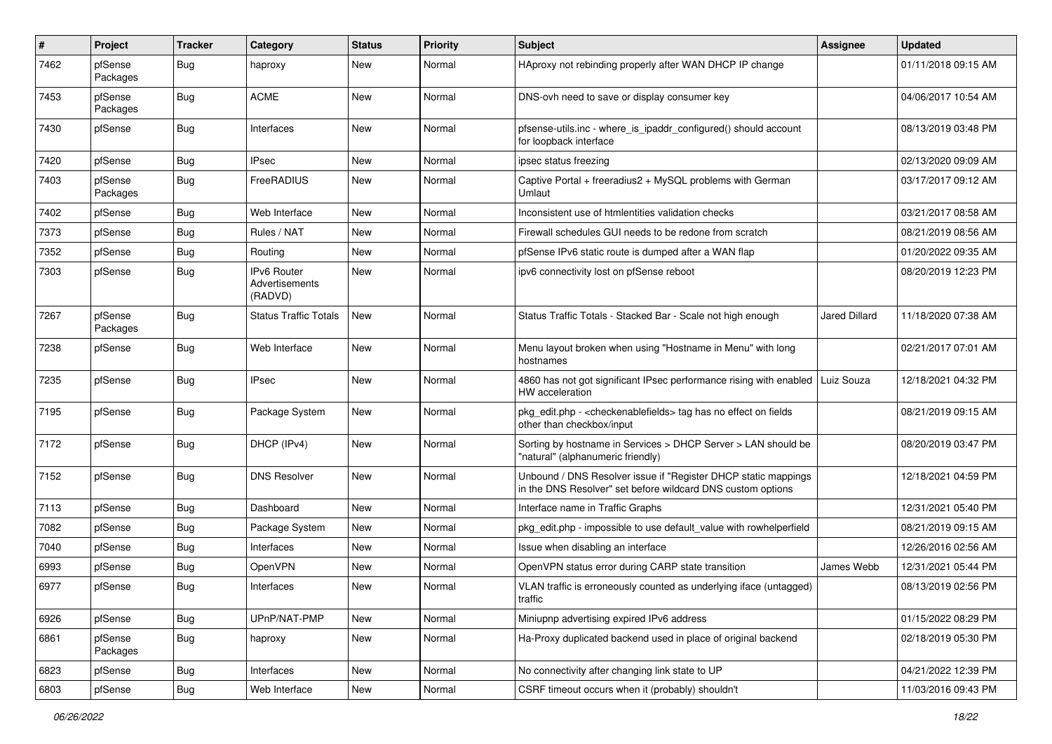| # | Project | Tracker | Category | Status | Priority | Subject | Assignee | Updated |
|---|---|---|---|---|---|---|---|---|
| 7462 | pfSense Packages | Bug | haproxy | New | Normal | HAproxy not rebinding properly after WAN DHCP IP change | | 01/11/2018 09:15 AM |
| 7453 | pfSense Packages | Bug | ACME | New | Normal | DNS-ovh need to save or display consumer key | | 04/06/2017 10:54 AM |
| 7430 | pfSense | Bug | Interfaces | New | Normal | pfsense-utils.inc - where_is_ipaddr_configured() should account for loopback interface | | 08/13/2019 03:48 PM |
| 7420 | pfSense | Bug | IPsec | New | Normal | ipsec status freezing | | 02/13/2020 09:09 AM |
| 7403 | pfSense Packages | Bug | FreeRADIUS | New | Normal | Captive Portal + freeradius2 + MySQL problems with German Umlaut | | 03/17/2017 09:12 AM |
| 7402 | pfSense | Bug | Web Interface | New | Normal | Inconsistent use of htmlentities validation checks | | 03/21/2017 08:58 AM |
| 7373 | pfSense | Bug | Rules / NAT | New | Normal | Firewall schedules GUI needs to be redone from scratch | | 08/21/2019 08:56 AM |
| 7352 | pfSense | Bug | Routing | New | Normal | pfSense IPv6 static route is dumped after a WAN flap | | 01/20/2022 09:35 AM |
| 7303 | pfSense | Bug | IPv6 Router Advertisements (RADVD) | New | Normal | ipv6 connectivity lost on pfSense reboot | | 08/20/2019 12:23 PM |
| 7267 | pfSense Packages | Bug | Status Traffic Totals | New | Normal | Status Traffic Totals - Stacked Bar - Scale not high enough | Jared Dillard | 11/18/2020 07:38 AM |
| 7238 | pfSense | Bug | Web Interface | New | Normal | Menu layout broken when using "Hostname in Menu" with long hostnames | | 02/21/2017 07:01 AM |
| 7235 | pfSense | Bug | IPsec | New | Normal | 4860 has not got significant IPsec performance rising with enabled HW acceleration | Luiz Souza | 12/18/2021 04:32 PM |
| 7195 | pfSense | Bug | Package System | New | Normal | pkg_edit.php - <checkenablefields> tag has no effect on fields other than checkbox/input | | 08/21/2019 09:15 AM |
| 7172 | pfSense | Bug | DHCP (IPv4) | New | Normal | Sorting by hostname in Services > DHCP Server > LAN should be "natural" (alphanumeric friendly) | | 08/20/2019 03:47 PM |
| 7152 | pfSense | Bug | DNS Resolver | New | Normal | Unbound / DNS Resolver issue if "Register DHCP static mappings in the DNS Resolver" set before wildcard DNS custom options | | 12/18/2021 04:59 PM |
| 7113 | pfSense | Bug | Dashboard | New | Normal | Interface name in Traffic Graphs | | 12/31/2021 05:40 PM |
| 7082 | pfSense | Bug | Package System | New | Normal | pkg_edit.php - impossible to use default_value with rowhelperfield | | 08/21/2019 09:15 AM |
| 7040 | pfSense | Bug | Interfaces | New | Normal | Issue when disabling an interface | | 12/26/2016 02:56 AM |
| 6993 | pfSense | Bug | OpenVPN | New | Normal | OpenVPN status error during CARP state transition | James Webb | 12/31/2021 05:44 PM |
| 6977 | pfSense | Bug | Interfaces | New | Normal | VLAN traffic is erroneously counted as underlying iface (untagged) traffic | | 08/13/2019 02:56 PM |
| 6926 | pfSense | Bug | UPnP/NAT-PMP | New | Normal | Miniupnp advertising expired IPv6 address | | 01/15/2022 08:29 PM |
| 6861 | pfSense Packages | Bug | haproxy | New | Normal | Ha-Proxy duplicated backend used in place of original backend | | 02/18/2019 05:30 PM |
| 6823 | pfSense | Bug | Interfaces | New | Normal | No connectivity after changing link state to UP | | 04/21/2022 12:39 PM |
| 6803 | pfSense | Bug | Web Interface | New | Normal | CSRF timeout occurs when it (probably) shouldn't | | 11/03/2016 09:43 PM |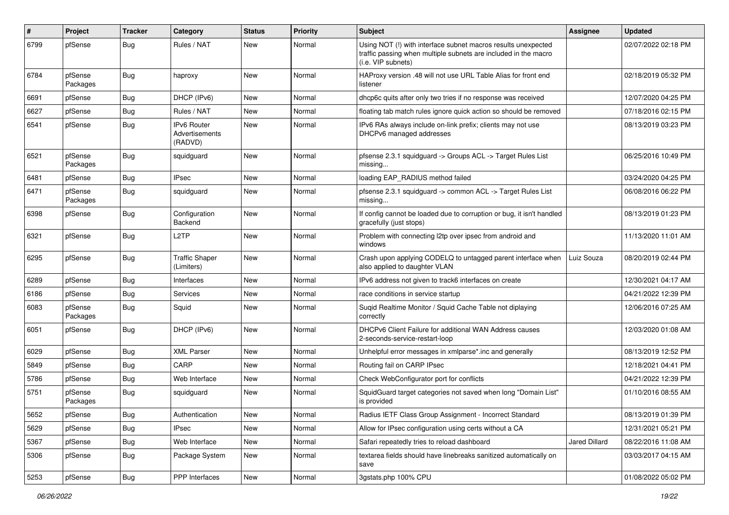| # | Project | Tracker | Category | Status | Priority | Subject | Assignee | Updated |
|---|---|---|---|---|---|---|---|---|
| 6799 | pfSense | Bug | Rules / NAT | New | Normal | Using NOT (!) with interface subnet macros results unexpected traffic passing when multiple subnets are included in the macro (i.e. VIP subnets) | | 02/07/2022 02:18 PM |
| 6784 | pfSense Packages | Bug | haproxy | New | Normal | HAProxy version .48 will not use URL Table Alias for front end listener | | 02/18/2019 05:32 PM |
| 6691 | pfSense | Bug | DHCP (IPv6) | New | Normal | dhcp6c quits after only two tries if no response was received | | 12/07/2020 04:25 PM |
| 6627 | pfSense | Bug | Rules / NAT | New | Normal | floating tab match rules ignore quick action so should be removed | | 07/18/2016 02:15 PM |
| 6541 | pfSense | Bug | IPv6 Router Advertisements (RADVD) | New | Normal | IPv6 RAs always include on-link prefix; clients may not use DHCPv6 managed addresses | | 08/13/2019 03:23 PM |
| 6521 | pfSense Packages | Bug | squidguard | New | Normal | pfsense 2.3.1 squidguard -> Groups ACL -> Target Rules List missing... | | 06/25/2016 10:49 PM |
| 6481 | pfSense | Bug | IPsec | New | Normal | loading EAP_RADIUS method failed | | 03/24/2020 04:25 PM |
| 6471 | pfSense Packages | Bug | squidguard | New | Normal | pfsense 2.3.1 squidguard -> common ACL -> Target Rules List missing... | | 06/08/2016 06:22 PM |
| 6398 | pfSense | Bug | Configuration Backend | New | Normal | If config cannot be loaded due to corruption or bug, it isn't handled gracefully (just stops) | | 08/13/2019 01:23 PM |
| 6321 | pfSense | Bug | L2TP | New | Normal | Problem with connecting l2tp over ipsec from android and windows | | 11/13/2020 11:01 AM |
| 6295 | pfSense | Bug | Traffic Shaper (Limiters) | New | Normal | Crash upon applying CODELQ to untagged parent interface when also applied to daughter VLAN | Luiz Souza | 08/20/2019 02:44 PM |
| 6289 | pfSense | Bug | Interfaces | New | Normal | IPv6 address not given to track6 interfaces on create | | 12/30/2021 04:17 AM |
| 6186 | pfSense | Bug | Services | New | Normal | race conditions in service startup | | 04/21/2022 12:39 PM |
| 6083 | pfSense Packages | Bug | Squid | New | Normal | Suqid Realtime Monitor / Squid Cache Table not diplaying correctly | | 12/06/2016 07:25 AM |
| 6051 | pfSense | Bug | DHCP (IPv6) | New | Normal | DHCPv6 Client Failure for additional WAN Address causes 2-seconds-service-restart-loop | | 12/03/2020 01:08 AM |
| 6029 | pfSense | Bug | XML Parser | New | Normal | Unhelpful error messages in xmlparse*.inc and generally | | 08/13/2019 12:52 PM |
| 5849 | pfSense | Bug | CARP | New | Normal | Routing fail on CARP IPsec | | 12/18/2021 04:41 PM |
| 5786 | pfSense | Bug | Web Interface | New | Normal | Check WebConfigurator port for conflicts | | 04/21/2022 12:39 PM |
| 5751 | pfSense Packages | Bug | squidguard | New | Normal | SquidGuard target categories not saved when long "Domain List" is provided | | 01/10/2016 08:55 AM |
| 5652 | pfSense | Bug | Authentication | New | Normal | Radius IETF Class Group Assignment - Incorrect Standard | | 08/13/2019 01:39 PM |
| 5629 | pfSense | Bug | IPsec | New | Normal | Allow for IPsec configuration using certs without a CA | | 12/31/2021 05:21 PM |
| 5367 | pfSense | Bug | Web Interface | New | Normal | Safari repeatedly tries to reload dashboard | Jared Dillard | 08/22/2016 11:08 AM |
| 5306 | pfSense | Bug | Package System | New | Normal | textarea fields should have linebreaks sanitized automatically on save | | 03/03/2017 04:15 AM |
| 5253 | pfSense | Bug | PPP Interfaces | New | Normal | 3gstats.php 100% CPU | | 01/08/2022 05:02 PM |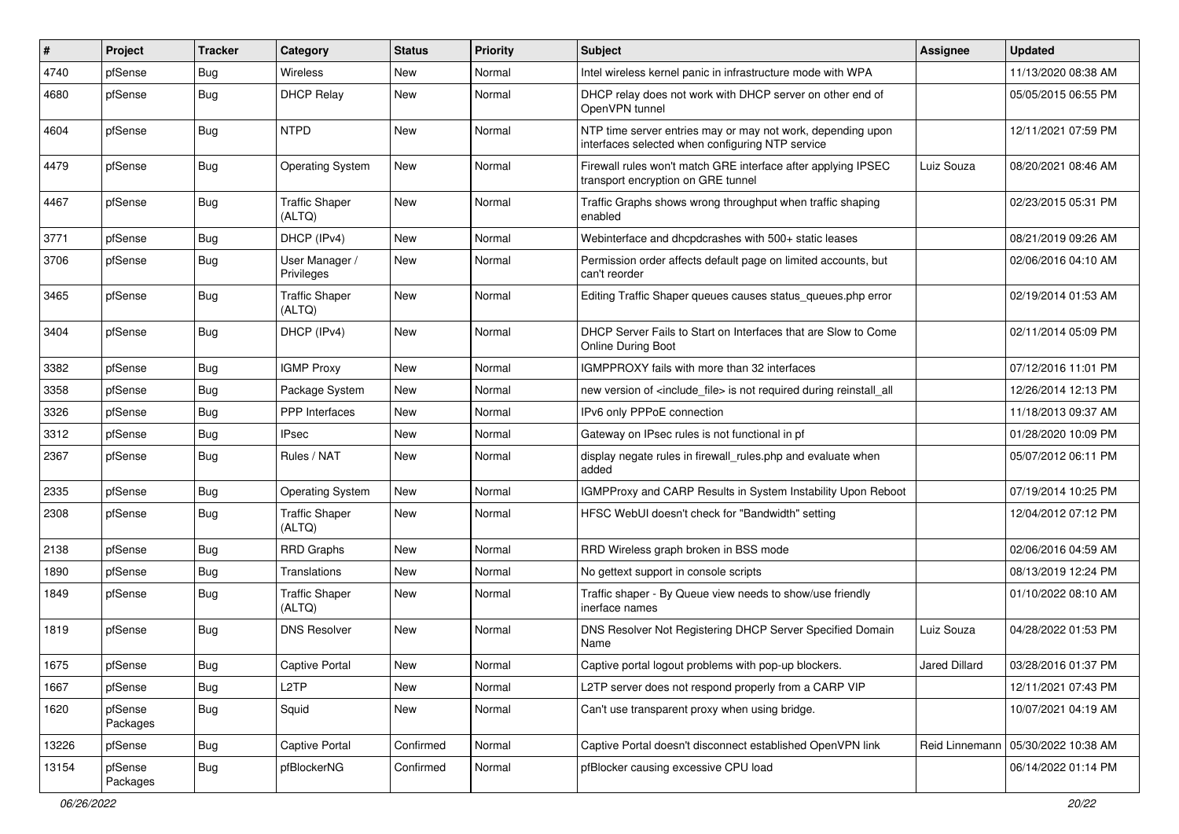| # | Project | Tracker | Category | Status | Priority | Subject | Assignee | Updated |
|---|---|---|---|---|---|---|---|---|
| 4740 | pfSense | Bug | Wireless | New | Normal | Intel wireless kernel panic in infrastructure mode with WPA | | 11/13/2020 08:38 AM |
| 4680 | pfSense | Bug | DHCP Relay | New | Normal | DHCP relay does not work with DHCP server on other end of OpenVPN tunnel | | 05/05/2015 06:55 PM |
| 4604 | pfSense | Bug | NTPD | New | Normal | NTP time server entries may or may not work, depending upon interfaces selected when configuring NTP service | | 12/11/2021 07:59 PM |
| 4479 | pfSense | Bug | Operating System | New | Normal | Firewall rules won't match GRE interface after applying IPSEC transport encryption on GRE tunnel | Luiz Souza | 08/20/2021 08:46 AM |
| 4467 | pfSense | Bug | Traffic Shaper (ALTQ) | New | Normal | Traffic Graphs shows wrong throughput when traffic shaping enabled | | 02/23/2015 05:31 PM |
| 3771 | pfSense | Bug | DHCP (IPv4) | New | Normal | Webinterface and dhcpdcrashes with 500+ static leases | | 08/21/2019 09:26 AM |
| 3706 | pfSense | Bug | User Manager / Privileges | New | Normal | Permission order affects default page on limited accounts, but can't reorder | | 02/06/2016 04:10 AM |
| 3465 | pfSense | Bug | Traffic Shaper (ALTQ) | New | Normal | Editing Traffic Shaper queues causes status_queues.php error | | 02/19/2014 01:53 AM |
| 3404 | pfSense | Bug | DHCP (IPv4) | New | Normal | DHCP Server Fails to Start on Interfaces that are Slow to Come Online During Boot | | 02/11/2014 05:09 PM |
| 3382 | pfSense | Bug | IGMP Proxy | New | Normal | IGMPPROXY fails with more than 32 interfaces | | 07/12/2016 11:01 PM |
| 3358 | pfSense | Bug | Package System | New | Normal | new version of <include_file> is not required during reinstall_all | | 12/26/2014 12:13 PM |
| 3326 | pfSense | Bug | PPP Interfaces | New | Normal | IPv6 only PPPoE connection | | 11/18/2013 09:37 AM |
| 3312 | pfSense | Bug | IPsec | New | Normal | Gateway on IPsec rules is not functional in pf | | 01/28/2020 10:09 PM |
| 2367 | pfSense | Bug | Rules / NAT | New | Normal | display negate rules in firewall_rules.php and evaluate when added | | 05/07/2012 06:11 PM |
| 2335 | pfSense | Bug | Operating System | New | Normal | IGMPProxy and CARP Results in System Instability Upon Reboot | | 07/19/2014 10:25 PM |
| 2308 | pfSense | Bug | Traffic Shaper (ALTQ) | New | Normal | HFSC WebUI doesn't check for "Bandwidth" setting | | 12/04/2012 07:12 PM |
| 2138 | pfSense | Bug | RRD Graphs | New | Normal | RRD Wireless graph broken in BSS mode | | 02/06/2016 04:59 AM |
| 1890 | pfSense | Bug | Translations | New | Normal | No gettext support in console scripts | | 08/13/2019 12:24 PM |
| 1849 | pfSense | Bug | Traffic Shaper (ALTQ) | New | Normal | Traffic shaper - By Queue view needs to show/use friendly inerface names | | 01/10/2022 08:10 AM |
| 1819 | pfSense | Bug | DNS Resolver | New | Normal | DNS Resolver Not Registering DHCP Server Specified Domain Name | Luiz Souza | 04/28/2022 01:53 PM |
| 1675 | pfSense | Bug | Captive Portal | New | Normal | Captive portal logout problems with pop-up blockers. | Jared Dillard | 03/28/2016 01:37 PM |
| 1667 | pfSense | Bug | L2TP | New | Normal | L2TP server does not respond properly from a CARP VIP | | 12/11/2021 07:43 PM |
| 1620 | pfSense Packages | Bug | Squid | New | Normal | Can't use transparent proxy when using bridge. | | 10/07/2021 04:19 AM |
| 13226 | pfSense | Bug | Captive Portal | Confirmed | Normal | Captive Portal doesn't disconnect established OpenVPN link | Reid Linnemann | 05/30/2022 10:38 AM |
| 13154 | pfSense Packages | Bug | pfBlockerNG | Confirmed | Normal | pfBlocker causing excessive CPU load | | 06/14/2022 01:14 PM |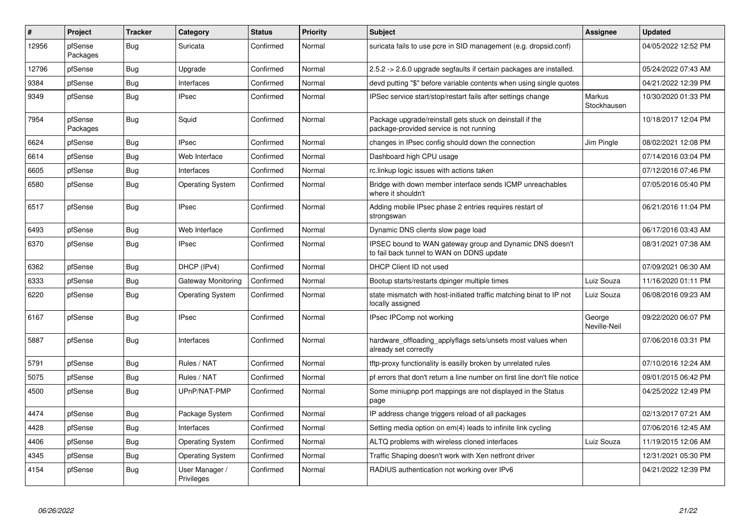| # | Project | Tracker | Category | Status | Priority | Subject | Assignee | Updated |
|---|---|---|---|---|---|---|---|---|
| 12956 | pfSense Packages | Bug | Suricata | Confirmed | Normal | suricata fails to use pcre in SID management (e.g. dropsid.conf) | | 04/05/2022 12:52 PM |
| 12796 | pfSense | Bug | Upgrade | Confirmed | Normal | 2.5.2 -> 2.6.0 upgrade segfaults if certain packages are installed. | | 05/24/2022 07:43 AM |
| 9384 | pfSense | Bug | Interfaces | Confirmed | Normal | devd putting "$" before variable contents when using single quotes | | 04/21/2022 12:39 PM |
| 9349 | pfSense | Bug | IPsec | Confirmed | Normal | IPSec service start/stop/restart fails after settings change | Markus Stockhausen | 10/30/2020 01:33 PM |
| 7954 | pfSense Packages | Bug | Squid | Confirmed | Normal | Package upgrade/reinstall gets stuck on deinstall if the package-provided service is not running | | 10/18/2017 12:04 PM |
| 6624 | pfSense | Bug | IPsec | Confirmed | Normal | changes in IPsec config should down the connection | Jim Pingle | 08/02/2021 12:08 PM |
| 6614 | pfSense | Bug | Web Interface | Confirmed | Normal | Dashboard high CPU usage | | 07/14/2016 03:04 PM |
| 6605 | pfSense | Bug | Interfaces | Confirmed | Normal | rc.linkup logic issues with actions taken | | 07/12/2016 07:46 PM |
| 6580 | pfSense | Bug | Operating System | Confirmed | Normal | Bridge with down member interface sends ICMP unreachables where it shouldn't | | 07/05/2016 05:40 PM |
| 6517 | pfSense | Bug | IPsec | Confirmed | Normal | Adding mobile IPsec phase 2 entries requires restart of strongswan | | 06/21/2016 11:04 PM |
| 6493 | pfSense | Bug | Web Interface | Confirmed | Normal | Dynamic DNS clients slow page load | | 06/17/2016 03:43 AM |
| 6370 | pfSense | Bug | IPsec | Confirmed | Normal | IPSEC bound to WAN gateway group and Dynamic DNS doesn't to fail back tunnel to WAN on DDNS update | | 08/31/2021 07:38 AM |
| 6362 | pfSense | Bug | DHCP (IPv4) | Confirmed | Normal | DHCP Client ID not used | | 07/09/2021 06:30 AM |
| 6333 | pfSense | Bug | Gateway Monitoring | Confirmed | Normal | Bootup starts/restarts dpinger multiple times | Luiz Souza | 11/16/2020 01:11 PM |
| 6220 | pfSense | Bug | Operating System | Confirmed | Normal | state mismatch with host-initiated traffic matching binat to IP not locally assigned | Luiz Souza | 06/08/2016 09:23 AM |
| 6167 | pfSense | Bug | IPsec | Confirmed | Normal | IPsec IPComp not working | George Neville-Neil | 09/22/2020 06:07 PM |
| 5887 | pfSense | Bug | Interfaces | Confirmed | Normal | hardware_offloading_applyflags sets/unsets most values when already set correctly | | 07/06/2016 03:31 PM |
| 5791 | pfSense | Bug | Rules / NAT | Confirmed | Normal | tftp-proxy functionality is easilly broken by unrelated rules | | 07/10/2016 12:24 AM |
| 5075 | pfSense | Bug | Rules / NAT | Confirmed | Normal | pf errors that don't return a line number on first line don't file notice | | 09/01/2015 06:42 PM |
| 4500 | pfSense | Bug | UPnP/NAT-PMP | Confirmed | Normal | Some miniupnp port mappings are not displayed in the Status page | | 04/25/2022 12:49 PM |
| 4474 | pfSense | Bug | Package System | Confirmed | Normal | IP address change triggers reload of all packages | | 02/13/2017 07:21 AM |
| 4428 | pfSense | Bug | Interfaces | Confirmed | Normal | Setting media option on em(4) leads to infinite link cycling | | 07/06/2016 12:45 AM |
| 4406 | pfSense | Bug | Operating System | Confirmed | Normal | ALTQ problems with wireless cloned interfaces | Luiz Souza | 11/19/2015 12:06 AM |
| 4345 | pfSense | Bug | Operating System | Confirmed | Normal | Traffic Shaping doesn't work with Xen netfront driver | | 12/31/2021 05:30 PM |
| 4154 | pfSense | Bug | User Manager / Privileges | Confirmed | Normal | RADIUS authentication not working over IPv6 | | 04/21/2022 12:39 PM |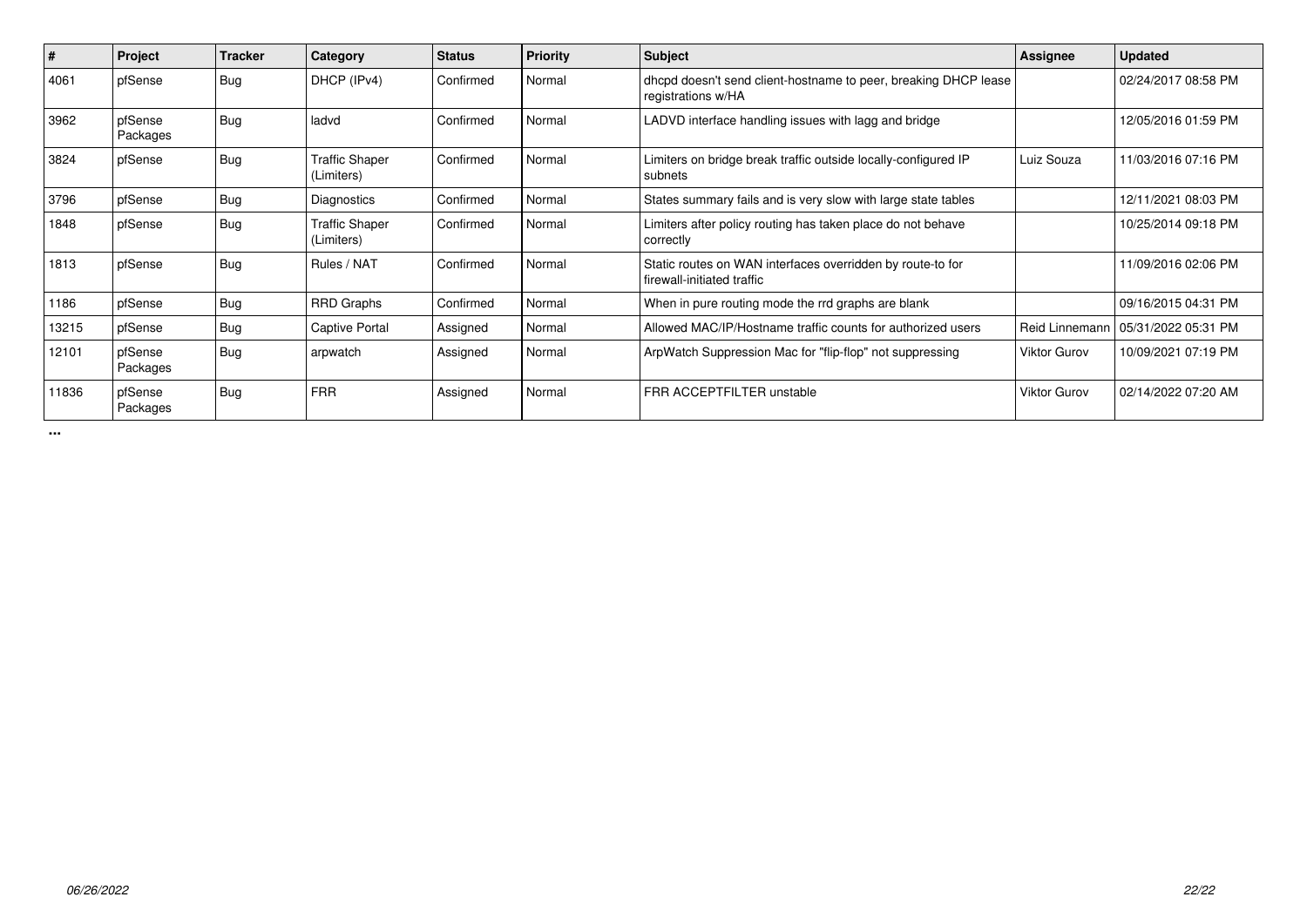| # | Project | Tracker | Category | Status | Priority | Subject | Assignee | Updated |
|---|---|---|---|---|---|---|---|---|
| 4061 | pfSense | Bug | DHCP (IPv4) | Confirmed | Normal | dhcpd doesn't send client-hostname to peer, breaking DHCP lease registrations w/HA | | 02/24/2017 08:58 PM |
| 3962 | pfSense Packages | Bug | ladvd | Confirmed | Normal | LADVD interface handling issues with lagg and bridge | | 12/05/2016 01:59 PM |
| 3824 | pfSense | Bug | Traffic Shaper (Limiters) | Confirmed | Normal | Limiters on bridge break traffic outside locally-configured IP subnets | Luiz Souza | 11/03/2016 07:16 PM |
| 3796 | pfSense | Bug | Diagnostics | Confirmed | Normal | States summary fails and is very slow with large state tables | | 12/11/2021 08:03 PM |
| 1848 | pfSense | Bug | Traffic Shaper (Limiters) | Confirmed | Normal | Limiters after policy routing has taken place do not behave correctly | | 10/25/2014 09:18 PM |
| 1813 | pfSense | Bug | Rules / NAT | Confirmed | Normal | Static routes on WAN interfaces overridden by route-to for firewall-initiated traffic | | 11/09/2016 02:06 PM |
| 1186 | pfSense | Bug | RRD Graphs | Confirmed | Normal | When in pure routing mode the rrd graphs are blank | | 09/16/2015 04:31 PM |
| 13215 | pfSense | Bug | Captive Portal | Assigned | Normal | Allowed MAC/IP/Hostname traffic counts for authorized users | Reid Linnemann | 05/31/2022 05:31 PM |
| 12101 | pfSense Packages | Bug | arpwatch | Assigned | Normal | ArpWatch Suppression Mac for "flip-flop" not suppressing | Viktor Gurov | 10/09/2021 07:19 PM |
| 11836 | pfSense Packages | Bug | FRR | Assigned | Normal | FRR ACCEPTFILTER unstable | Viktor Gurov | 02/14/2022 07:20 AM |

...